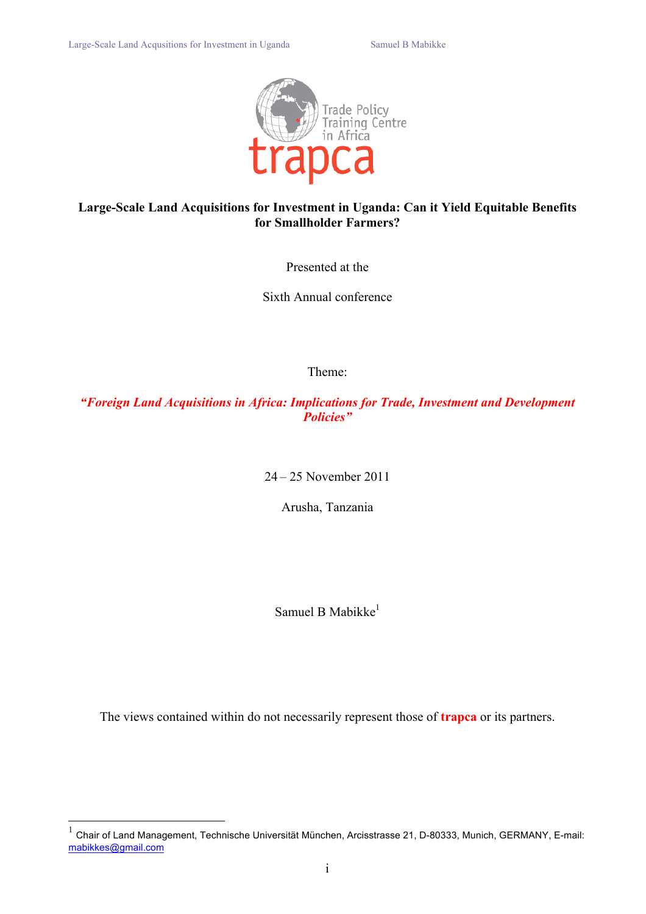Trade Policy Training Centre in Africa

**trapca**

**Large-Scale Land Acquisitions for Investment in Uganda: Can it Yield Equitable Benefits for Smallholder Farmers?**

Presented at the

Sixth Annual conference

Theme:

***"Foreign Land Acquisitions in Africa: Implications for Trade, Investment and Development Policies"***

24 – 25 November 2011

Arusha, Tanzania

Samuel B Mabikke[1]

The views contained within do not necessarily represent those of **trapca** or its partners.

[1] Chair of Land Management, Technische Universität München, Arcisstrasse 21, D-80333, Munich, GERMANY, E-mail: mabikkes@gmail.com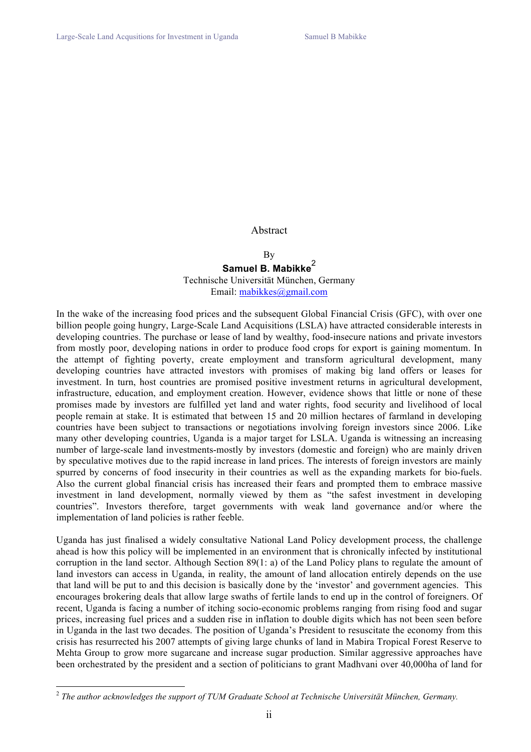# Abstract

By

**Samuel B. Mabikke**[2]

Technische Universität München, Germany

Email: mabikkes@gmail.com

In the wake of the increasing food prices and the subsequent Global Financial Crisis (GFC), with over one billion people going hungry, Large-Scale Land Acquisitions (LSLA) have attracted considerable interests in developing countries. The purchase or lease of land by wealthy, food-insecure nations and private investors from mostly poor, developing nations in order to produce food crops for export is gaining momentum. In the attempt of fighting poverty, create employment and transform agricultural development, many developing countries have attracted investors with promises of making big land offers or leases for investment. In turn, host countries are promised positive investment returns in agricultural development, infrastructure, education, and employment creation. However, evidence shows that little or none of these promises made by investors are fulfilled yet land and water rights, food security and livelihood of local people remain at stake. It is estimated that between 15 and 20 million hectares of farmland in developing countries have been subject to transactions or negotiations involving foreign investors since 2006. Like many other developing countries, Uganda is a major target for LSLA. Uganda is witnessing an increasing number of large-scale land investments-mostly by investors (domestic and foreign) who are mainly driven by speculative motives due to the rapid increase in land prices. The interests of foreign investors are mainly spurred by concerns of food insecurity in their countries as well as the expanding markets for bio-fuels. Also the current global financial crisis has increased their fears and prompted them to embrace massive investment in land development, normally viewed by them as "the safest investment in developing countries". Investors therefore, target governments with weak land governance and/or where the implementation of land policies is rather feeble.

Uganda has just finalised a widely consultative National Land Policy development process, the challenge ahead is how this policy will be implemented in an environment that is chronically infected by institutional corruption in the land sector. Although Section 89(1: a) of the Land Policy plans to regulate the amount of land investors can access in Uganda, in reality, the amount of land allocation entirely depends on the use that land will be put to and this decision is basically done by the 'investor' and government agencies. This encourages brokering deals that allow large swaths of fertile lands to end up in the control of foreigners. Of recent, Uganda is facing a number of itching socio-economic problems ranging from rising food and sugar prices, increasing fuel prices and a sudden rise in inflation to double digits which has not been seen before in Uganda in the last two decades. The position of Uganda's President to resuscitate the economy from this crisis has resurrected his 2007 attempts of giving large chunks of land in Mabira Tropical Forest Reserve to Mehta Group to grow more sugarcane and increase sugar production. Similar aggressive approaches have been orchestrated by the president and a section of politicians to grant Madhvani over 40,000ha of land for

[2] *The author acknowledges the support of TUM Graduate School at Technische Universität München, Germany.*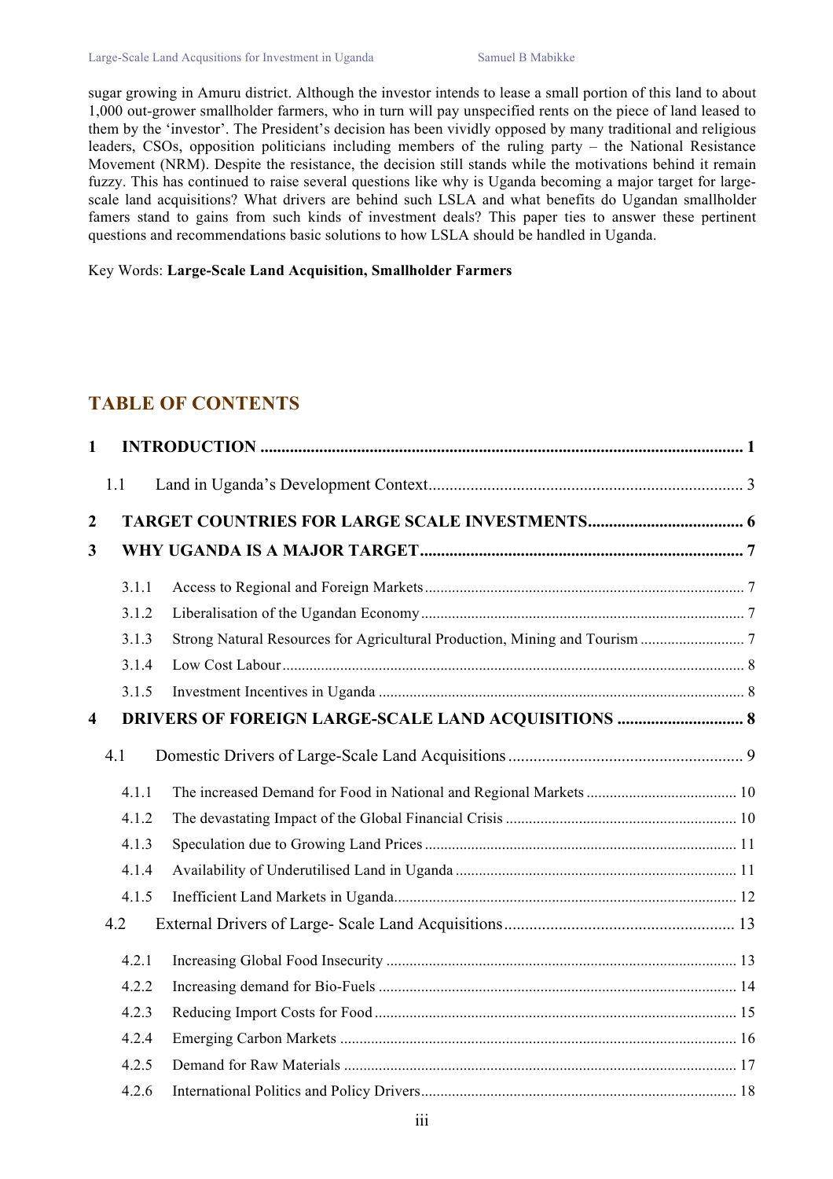sugar growing in Amuru district. Although the investor intends to lease a small portion of this land to about 1,000 out-grower smallholder farmers, who in turn will pay unspecified rents on the piece of land leased to them by the 'investor'. The President's decision has been vividly opposed by many traditional and religious leaders, CSOs, opposition politicians including members of the ruling party – the National Resistance Movement (NRM). Despite the resistance, the decision still stands while the motivations behind it remain fuzzy. This has continued to raise several questions like why is Uganda becoming a major target for large-scale land acquisitions? What drivers are behind such LSLA and what benefits do Ugandan smallholder famers stand to gains from such kinds of investment deals? This paper ties to answer these pertinent questions and recommendations basic solutions to how LSLA should be handled in Uganda.

Key Words: **Large-Scale Land Acquisition, Smallholder Farmers**

## TABLE OF CONTENTS

**1 INTRODUCTION ........................................................ 1**

1.1 Land in Uganda's Development Context ........................................ 3

**2 TARGET COUNTRIES FOR LARGE SCALE INVESTMENTS ........................ 6**

**3 WHY UGANDA IS A MAJOR TARGET ........................................ 7**

3.1.1 Access to Regional and Foreign Markets ........................................ 7

3.1.2 Liberalisation of the Ugandan Economy ........................................ 7

3.1.3 Strong Natural Resources for Agricultural Production, Mining and Tourism ........................................ 7

3.1.4 Low Cost Labour ........................................ 8

3.1.5 Investment Incentives in Uganda ........................................ 8

**4 DRIVERS OF FOREIGN LARGE-SCALE LAND ACQUISITIONS ........................ 8**

4.1 Domestic Drivers of Large-Scale Land Acquisitions ........................................ 9

4.1.1 The increased Demand for Food in National and Regional Markets ........................................ 10

4.1.2 The devastating Impact of the Global Financial Crisis ........................................ 10

4.1.3 Speculation due to Growing Land Prices ........................................ 11

4.1.4 Availability of Underutilised Land in Uganda ........................................ 11

4.1.5 Inefficient Land Markets in Uganda ........................................ 12

4.2 External Drivers of Large- Scale Land Acquisitions ........................................ 13

4.2.1 Increasing Global Food Insecurity ........................................ 13

4.2.2 Increasing demand for Bio-Fuels ........................................ 14

4.2.3 Reducing Import Costs for Food ........................................ 15

4.2.4 Emerging Carbon Markets ........................................ 16

4.2.5 Demand for Raw Materials ........................................ 17

4.2.6 International Politics and Policy Drivers ........................................ 18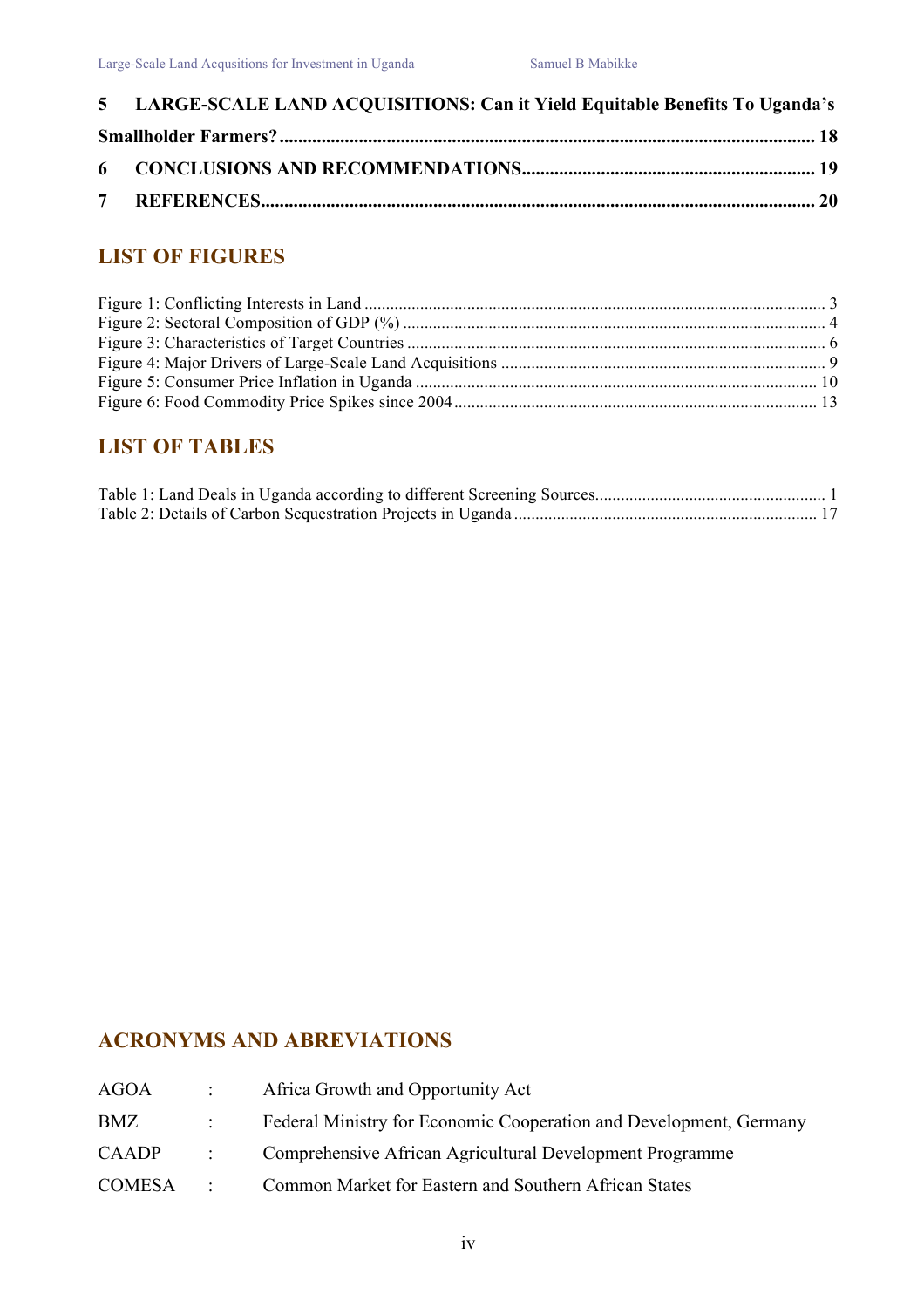**5 LARGE-SCALE LAND ACQUISITIONS: Can it Yield Equitable Benefits To Uganda's Smallholder Farmers? ... 18**

**6 CONCLUSIONS AND RECOMMENDATIONS ... 19**

**7 REFERENCES ... 20**

## LIST OF FIGURES

Figure 1: Conflicting Interests in Land ... 3
Figure 2: Sectoral Composition of GDP (%) ... 4
Figure 3: Characteristics of Target Countries ... 6
Figure 4: Major Drivers of Large-Scale Land Acquisitions ... 9
Figure 5: Consumer Price Inflation in Uganda ... 10
Figure 6: Food Commodity Price Spikes since 2004 ... 13

## LIST OF TABLES

Table 1: Land Deals in Uganda according to different Screening Sources ... 1
Table 2: Details of Carbon Sequestration Projects in Uganda ... 17

## ACRONYMS AND ABREVIATIONS

| | | |
|---|---|---|
| AGOA | : | Africa Growth and Opportunity Act |
| BMZ | : | Federal Ministry for Economic Cooperation and Development, Germany |
| CAADP | : | Comprehensive African Agricultural Development Programme |
| COMESA | : | Common Market for Eastern and Southern African States |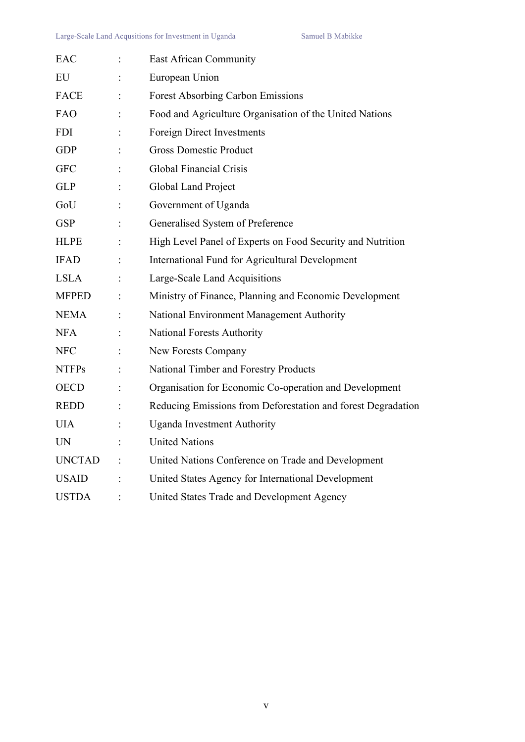| | | |
|---|---|---|
| EAC | : | East African Community |
| EU | : | European Union |
| FACE | : | Forest Absorbing Carbon Emissions |
| FAO | : | Food and Agriculture Organisation of the United Nations |
| FDI | : | Foreign Direct Investments |
| GDP | : | Gross Domestic Product |
| GFC | : | Global Financial Crisis |
| GLP | : | Global Land Project |
| GoU | : | Government of Uganda |
| GSP | : | Generalised System of Preference |
| HLPE | : | High Level Panel of Experts on Food Security and Nutrition |
| IFAD | : | International Fund for Agricultural Development |
| LSLA | : | Large-Scale Land Acquisitions |
| MFPED | : | Ministry of Finance, Planning and Economic Development |
| NEMA | : | National Environment Management Authority |
| NFA | : | National Forests Authority |
| NFC | : | New Forests Company |
| NTFPs | : | National Timber and Forestry Products |
| OECD | : | Organisation for Economic Co-operation and Development |
| REDD | : | Reducing Emissions from Deforestation and forest Degradation |
| UIA | : | Uganda Investment Authority |
| UN | : | United Nations |
| UNCTAD | : | United Nations Conference on Trade and Development |
| USAID | : | United States Agency for International Development |
| USTDA | : | United States Trade and Development Agency |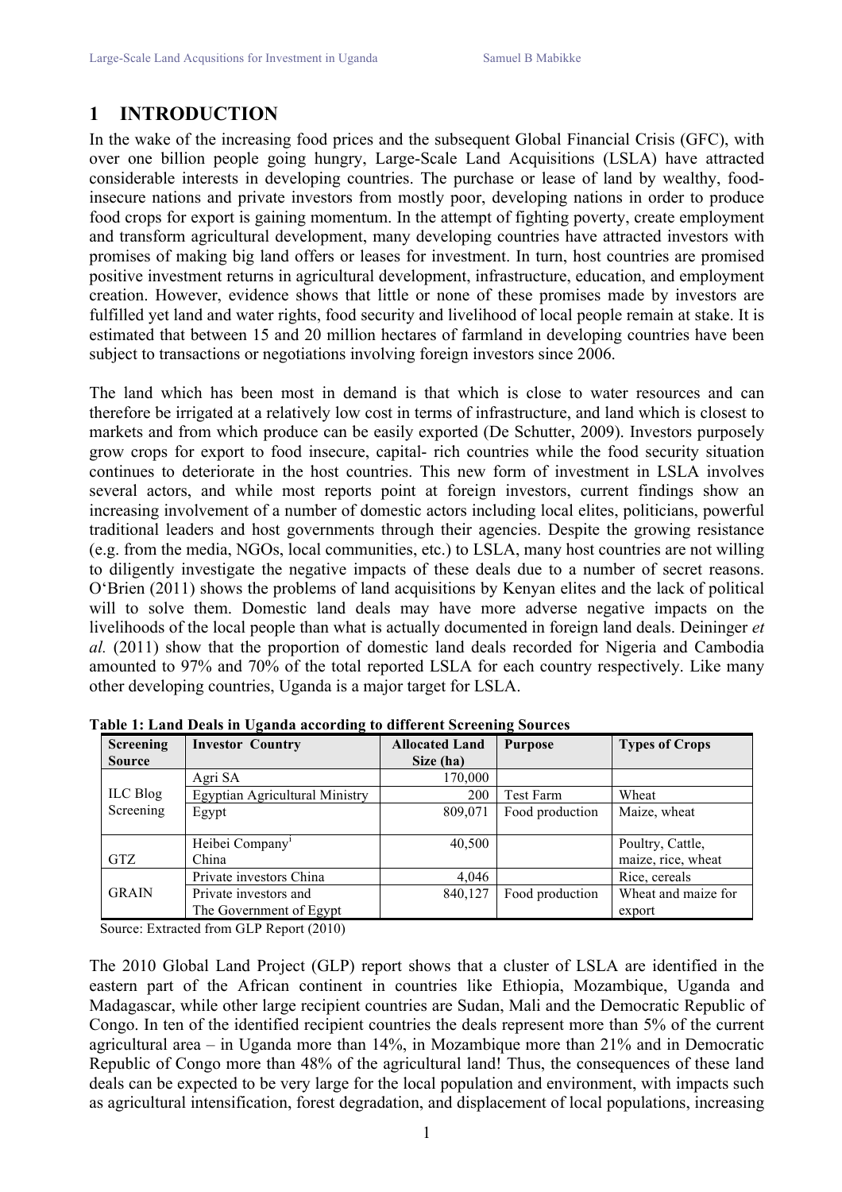# 1 INTRODUCTION

In the wake of the increasing food prices and the subsequent Global Financial Crisis (GFC), with over one billion people going hungry, Large-Scale Land Acquisitions (LSLA) have attracted considerable interests in developing countries. The purchase or lease of land by wealthy, food-insecure nations and private investors from mostly poor, developing nations in order to produce food crops for export is gaining momentum. In the attempt of fighting poverty, create employment and transform agricultural development, many developing countries have attracted investors with promises of making big land offers or leases for investment. In turn, host countries are promised positive investment returns in agricultural development, infrastructure, education, and employment creation. However, evidence shows that little or none of these promises made by investors are fulfilled yet land and water rights, food security and livelihood of local people remain at stake. It is estimated that between 15 and 20 million hectares of farmland in developing countries have been subject to transactions or negotiations involving foreign investors since 2006.

The land which has been most in demand is that which is close to water resources and can therefore be irrigated at a relatively low cost in terms of infrastructure, and land which is closest to markets and from which produce can be easily exported (De Schutter, 2009). Investors purposely grow crops for export to food insecure, capital- rich countries while the food security situation continues to deteriorate in the host countries. This new form of investment in LSLA involves several actors, and while most reports point at foreign investors, current findings show an increasing involvement of a number of domestic actors including local elites, politicians, powerful traditional leaders and host governments through their agencies. Despite the growing resistance (e.g. from the media, NGOs, local communities, etc.) to LSLA, many host countries are not willing to diligently investigate the negative impacts of these deals due to a number of secret reasons. O'Brien (2011) shows the problems of land acquisitions by Kenyan elites and the lack of political will to solve them. Domestic land deals may have more adverse negative impacts on the livelihoods of the local people than what is actually documented in foreign land deals. Deininger *et al.* (2011) show that the proportion of domestic land deals recorded for Nigeria and Cambodia amounted to 97% and 70% of the total reported LSLA for each country respectively. Like many other developing countries, Uganda is a major target for LSLA.

**Table 1: Land Deals in Uganda according to different Screening Sources**

| Screening Source | Investor Country | Allocated Land Size (ha) | Purpose | Types of Crops |
|---|---|---|---|---|
| ILC Blog Screening | Agri SA | 170,000 | | |
| | Egyptian Agricultural Ministry | 200 | Test Farm | Wheat |
| | Egypt | 809,071 | Food production | Maize, wheat |
| GTZ | Heibei Company[i] China | 40,500 | | Poultry, Cattle, maize, rice, wheat |
| GRAIN | Private investors China | 4,046 | | Rice, cereals |
| | Private investors and The Government of Egypt | 840,127 | Food production | Wheat and maize for export |

Source: Extracted from GLP Report (2010)

The 2010 Global Land Project (GLP) report shows that a cluster of LSLA are identified in the eastern part of the African continent in countries like Ethiopia, Mozambique, Uganda and Madagascar, while other large recipient countries are Sudan, Mali and the Democratic Republic of Congo. In ten of the identified recipient countries the deals represent more than 5% of the current agricultural area – in Uganda more than 14%, in Mozambique more than 21% and in Democratic Republic of Congo more than 48% of the agricultural land! Thus, the consequences of these land deals can be expected to be very large for the local population and environment, with impacts such as agricultural intensification, forest degradation, and displacement of local populations, increasing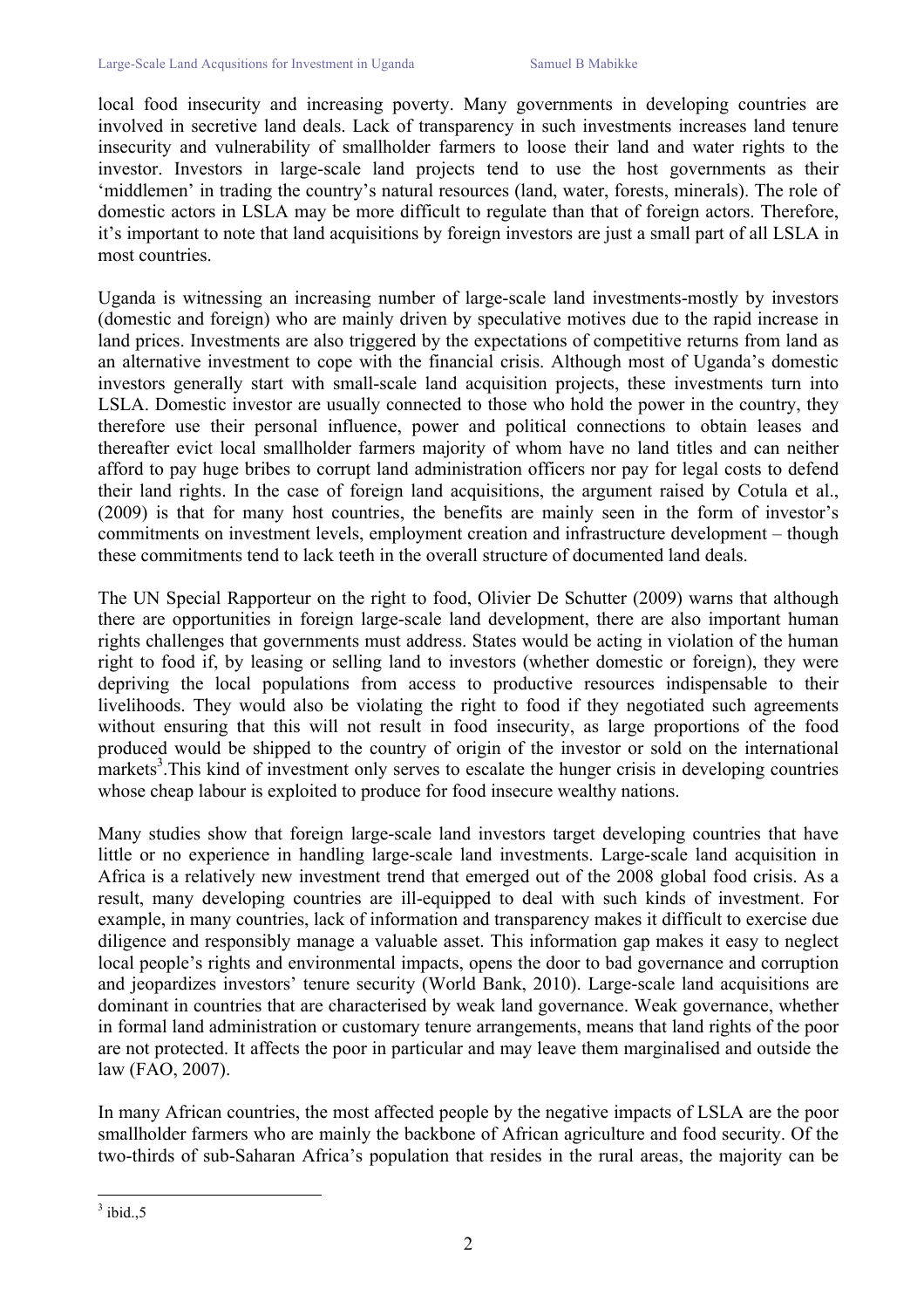local food insecurity and increasing poverty. Many governments in developing countries are involved in secretive land deals. Lack of transparency in such investments increases land tenure insecurity and vulnerability of smallholder farmers to loose their land and water rights to the investor. Investors in large-scale land projects tend to use the host governments as their 'middlemen' in trading the country's natural resources (land, water, forests, minerals). The role of domestic actors in LSLA may be more difficult to regulate than that of foreign actors. Therefore, it's important to note that land acquisitions by foreign investors are just a small part of all LSLA in most countries.

Uganda is witnessing an increasing number of large-scale land investments-mostly by investors (domestic and foreign) who are mainly driven by speculative motives due to the rapid increase in land prices. Investments are also triggered by the expectations of competitive returns from land as an alternative investment to cope with the financial crisis. Although most of Uganda's domestic investors generally start with small-scale land acquisition projects, these investments turn into LSLA. Domestic investor are usually connected to those who hold the power in the country, they therefore use their personal influence, power and political connections to obtain leases and thereafter evict local smallholder farmers majority of whom have no land titles and can neither afford to pay huge bribes to corrupt land administration officers nor pay for legal costs to defend their land rights. In the case of foreign land acquisitions, the argument raised by Cotula et al., (2009) is that for many host countries, the benefits are mainly seen in the form of investor's commitments on investment levels, employment creation and infrastructure development – though these commitments tend to lack teeth in the overall structure of documented land deals.

The UN Special Rapporteur on the right to food, Olivier De Schutter (2009) warns that although there are opportunities in foreign large-scale land development, there are also important human rights challenges that governments must address. States would be acting in violation of the human right to food if, by leasing or selling land to investors (whether domestic or foreign), they were depriving the local populations from access to productive resources indispensable to their livelihoods. They would also be violating the right to food if they negotiated such agreements without ensuring that this will not result in food insecurity, as large proportions of the food produced would be shipped to the country of origin of the investor or sold on the international markets[3].This kind of investment only serves to escalate the hunger crisis in developing countries whose cheap labour is exploited to produce for food insecure wealthy nations.

Many studies show that foreign large-scale land investors target developing countries that have little or no experience in handling large-scale land investments. Large-scale land acquisition in Africa is a relatively new investment trend that emerged out of the 2008 global food crisis. As a result, many developing countries are ill-equipped to deal with such kinds of investment. For example, in many countries, lack of information and transparency makes it difficult to exercise due diligence and responsibly manage a valuable asset. This information gap makes it easy to neglect local people's rights and environmental impacts, opens the door to bad governance and corruption and jeopardizes investors' tenure security (World Bank, 2010). Large-scale land acquisitions are dominant in countries that are characterised by weak land governance. Weak governance, whether in formal land administration or customary tenure arrangements, means that land rights of the poor are not protected. It affects the poor in particular and may leave them marginalised and outside the law (FAO, 2007).

In many African countries, the most affected people by the negative impacts of LSLA are the poor smallholder farmers who are mainly the backbone of African agriculture and food security. Of the two-thirds of sub-Saharan Africa's population that resides in the rural areas, the majority can be

[3] ibid.,5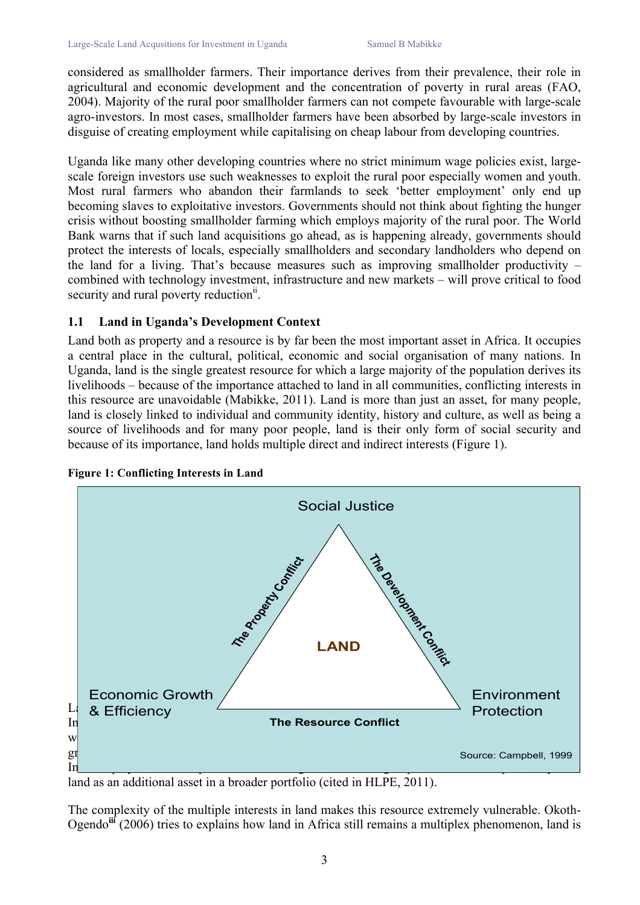considered as smallholder farmers. Their importance derives from their prevalence, their role in agricultural and economic development and the concentration of poverty in rural areas (FAO, 2004). Majority of the rural poor smallholder farmers can not compete favourable with large-scale agro-investors. In most cases, smallholder farmers have been absorbed by large-scale investors in disguise of creating employment while capitalising on cheap labour from developing countries.

Uganda like many other developing countries where no strict minimum wage policies exist, large-scale foreign investors use such weaknesses to exploit the rural poor especially women and youth. Most rural farmers who abandon their farmlands to seek 'better employment' only end up becoming slaves to exploitative investors. Governments should not think about fighting the hunger crisis without boosting smallholder farming which employs majority of the rural poor. The World Bank warns that if such land acquisitions go ahead, as is happening already, governments should protect the interests of locals, especially smallholders and secondary landholders who depend on the land for a living. That's because measures such as improving smallholder productivity – combined with technology investment, infrastructure and new markets – will prove critical to food security and rural poverty reduction[ii].

## 1.1 Land in Uganda's Development Context

Land both as property and a resource is by far been the most important asset in Africa. It occupies a central place in the cultural, political, economic and social organisation of many nations. In Uganda, land is the single greatest resource for which a large majority of the population derives its livelihoods – because of the importance attached to land in all communities, conflicting interests in this resource are unavoidable (Mabikke, 2011). Land is more than just an asset, for many people, land is closely linked to individual and community identity, history and culture, as well as being a source of livelihoods and for many poor people, land is their only form of social security and because of its importance, land holds multiple direct and indirect interests (Figure 1).

**Figure 1: Conflicting Interests in Land**

Social Justice

The Property Conflict | The Development Conflict

LAND

Economic Growth & Efficiency | The Resource Conflict | Environment Protection

Source: Campbell, 1999

land as an additional asset in a broader portfolio (cited in HLPE, 2011).

The complexity of the multiple interests in land makes this resource extremely vulnerable. Okoth-Ogendo[iii] (2006) tries to explains how land in Africa still remains a multiplex phenomenon, land is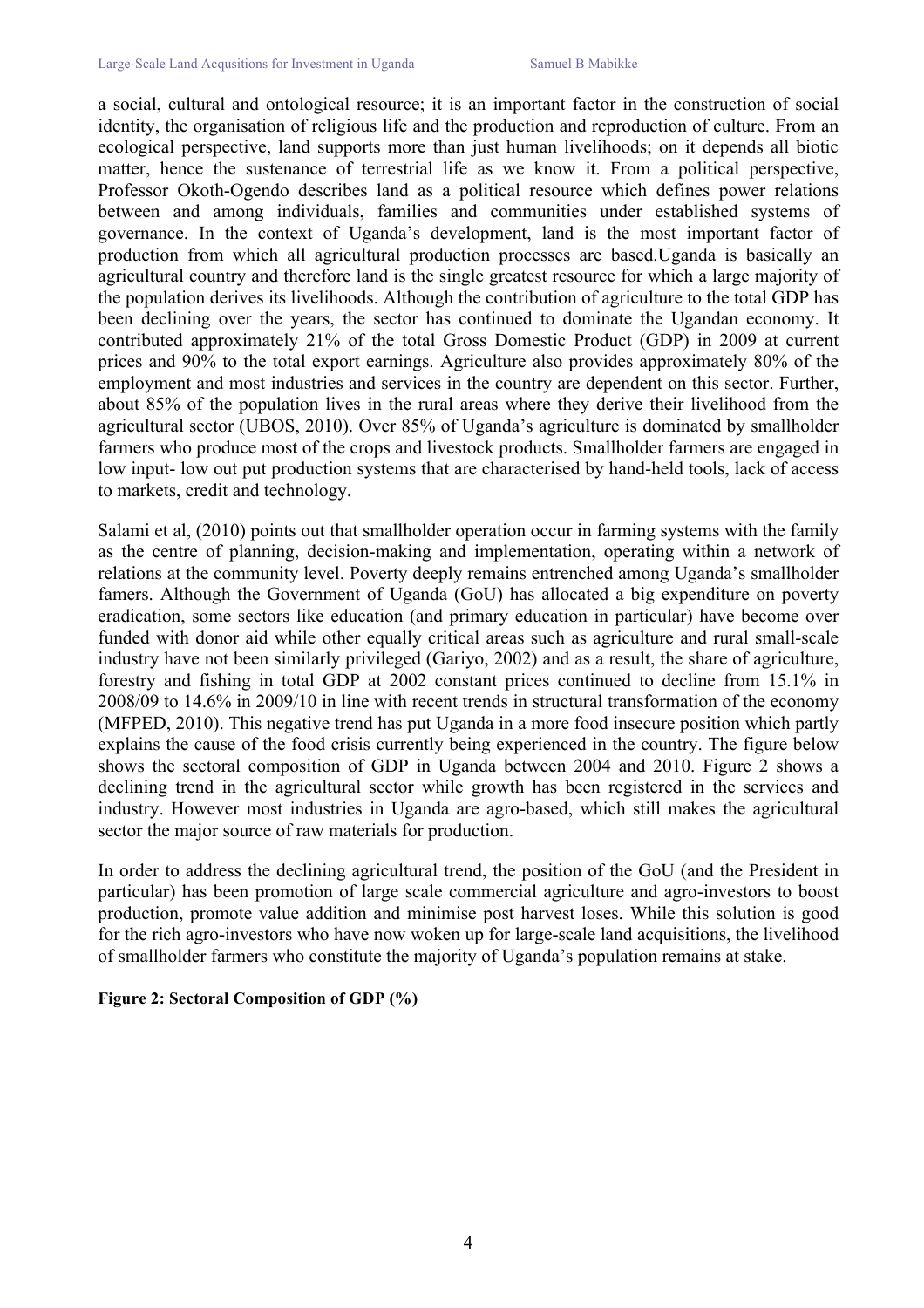a social, cultural and ontological resource; it is an important factor in the construction of social identity, the organisation of religious life and the production and reproduction of culture. From an ecological perspective, land supports more than just human livelihoods; on it depends all biotic matter, hence the sustenance of terrestrial life as we know it. From a political perspective, Professor Okoth-Ogendo describes land as a political resource which defines power relations between and among individuals, families and communities under established systems of governance. In the context of Uganda's development, land is the most important factor of production from which all agricultural production processes are based.Uganda is basically an agricultural country and therefore land is the single greatest resource for which a large majority of the population derives its livelihoods. Although the contribution of agriculture to the total GDP has been declining over the years, the sector has continued to dominate the Ugandan economy. It contributed approximately 21% of the total Gross Domestic Product (GDP) in 2009 at current prices and 90% to the total export earnings. Agriculture also provides approximately 80% of the employment and most industries and services in the country are dependent on this sector. Further, about 85% of the population lives in the rural areas where they derive their livelihood from the agricultural sector (UBOS, 2010). Over 85% of Uganda's agriculture is dominated by smallholder farmers who produce most of the crops and livestock products. Smallholder farmers are engaged in low input- low out put production systems that are characterised by hand-held tools, lack of access to markets, credit and technology.

Salami et al, (2010) points out that smallholder operation occur in farming systems with the family as the centre of planning, decision-making and implementation, operating within a network of relations at the community level. Poverty deeply remains entrenched among Uganda's smallholder famers. Although the Government of Uganda (GoU) has allocated a big expenditure on poverty eradication, some sectors like education (and primary education in particular) have become over funded with donor aid while other equally critical areas such as agriculture and rural small-scale industry have not been similarly privileged (Gariyo, 2002) and as a result, the share of agriculture, forestry and fishing in total GDP at 2002 constant prices continued to decline from 15.1% in 2008/09 to 14.6% in 2009/10 in line with recent trends in structural transformation of the economy (MFPED, 2010). This negative trend has put Uganda in a more food insecure position which partly explains the cause of the food crisis currently being experienced in the country. The figure below shows the sectoral composition of GDP in Uganda between 2004 and 2010. Figure 2 shows a declining trend in the agricultural sector while growth has been registered in the services and industry. However most industries in Uganda are agro-based, which still makes the agricultural sector the major source of raw materials for production.

In order to address the declining agricultural trend, the position of the GoU (and the President in particular) has been promotion of large scale commercial agriculture and agro-investors to boost production, promote value addition and minimise post harvest loses. While this solution is good for the rich agro-investors who have now woken up for large-scale land acquisitions, the livelihood of smallholder farmers who constitute the majority of Uganda's population remains at stake.

**Figure 2: Sectoral Composition of GDP (%)**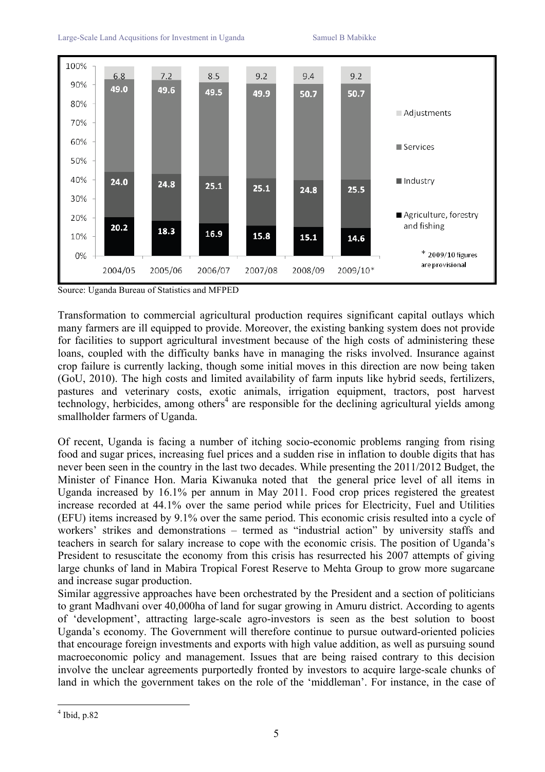| | 2004/05 | 2005/06 | 2006/07 | 2007/08 | 2008/09 | 2009/10* |
|---|---|---|---|---|---|---|
| Adjustments | 6.8 | 7.2 | 8.5 | 9.2 | 9.4 | 9.2 |
| Services | 49.0 | 49.6 | 49.5 | 49.9 | 50.7 | 50.7 |
| Industry | 24.0 | 24.8 | 25.1 | 25.1 | 24.8 | 25.5 |
| Agriculture, forestry and fishing | 20.2 | 18.3 | 16.9 | 15.8 | 15.1 | 14.6 |

\* 2009/10 figures are provisional

Source: Uganda Bureau of Statistics and MFPED

Transformation to commercial agricultural production requires significant capital outlays which many farmers are ill equipped to provide. Moreover, the existing banking system does not provide for facilities to support agricultural investment because of the high costs of administering these loans, coupled with the difficulty banks have in managing the risks involved. Insurance against crop failure is currently lacking, though some initial moves in this direction are now being taken (GoU, 2010). The high costs and limited availability of farm inputs like hybrid seeds, fertilizers, pastures and veterinary costs, exotic animals, irrigation equipment, tractors, post harvest technology, herbicides, among others[4] are responsible for the declining agricultural yields among smallholder farmers of Uganda.

Of recent, Uganda is facing a number of itching socio-economic problems ranging from rising food and sugar prices, increasing fuel prices and a sudden rise in inflation to double digits that has never been seen in the country in the last two decades. While presenting the 2011/2012 Budget, the Minister of Finance Hon. Maria Kiwanuka noted that the general price level of all items in Uganda increased by 16.1% per annum in May 2011. Food crop prices registered the greatest increase recorded at 44.1% over the same period while prices for Electricity, Fuel and Utilities (EFU) items increased by 9.1% over the same period. This economic crisis resulted into a cycle of workers' strikes and demonstrations – termed as "industrial action" by university staffs and teachers in search for salary increase to cope with the economic crisis. The position of Uganda's President to resuscitate the economy from this crisis has resurrected his 2007 attempts of giving large chunks of land in Mabira Tropical Forest Reserve to Mehta Group to grow more sugarcane and increase sugar production.

Similar aggressive approaches have been orchestrated by the President and a section of politicians to grant Madhvani over 40,000ha of land for sugar growing in Amuru district. According to agents of 'development', attracting large-scale agro-investors is seen as the best solution to boost Uganda's economy. The Government will therefore continue to pursue outward-oriented policies that encourage foreign investments and exports with high value addition, as well as pursuing sound macroeconomic policy and management. Issues that are being raised contrary to this decision involve the unclear agreements purportedly fronted by investors to acquire large-scale chunks of land in which the government takes on the role of the 'middleman'. For instance, in the case of

[4] Ibid, p.82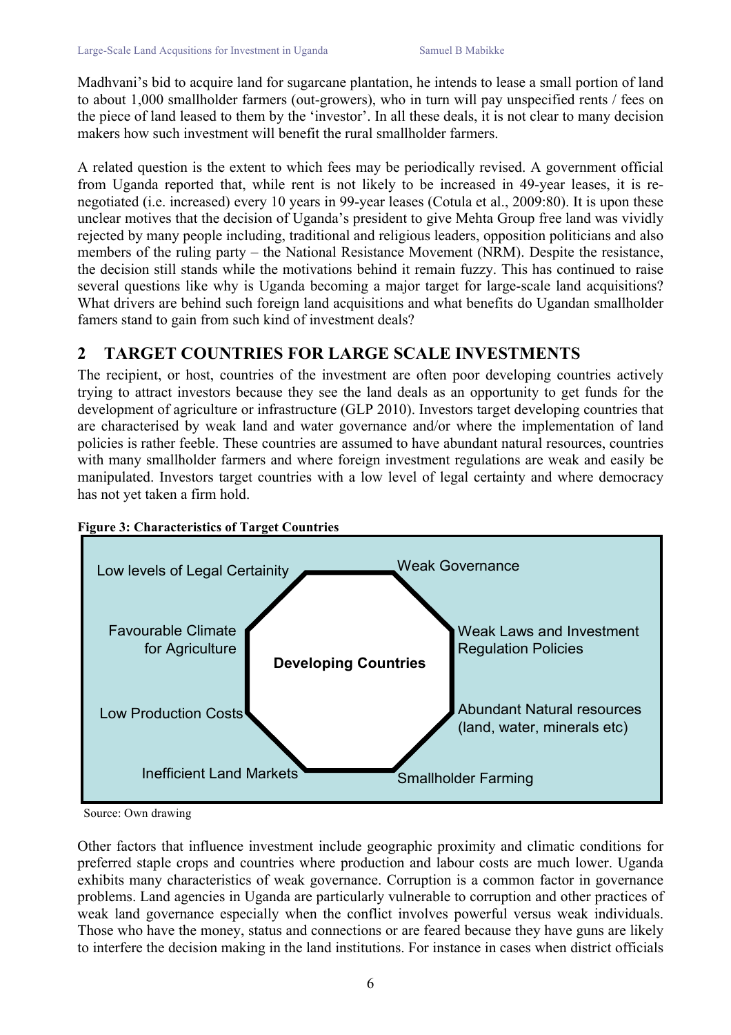Madhvani's bid to acquire land for sugarcane plantation, he intends to lease a small portion of land to about 1,000 smallholder farmers (out-growers), who in turn will pay unspecified rents / fees on the piece of land leased to them by the 'investor'. In all these deals, it is not clear to many decision makers how such investment will benefit the rural smallholder farmers.

A related question is the extent to which fees may be periodically revised. A government official from Uganda reported that, while rent is not likely to be increased in 49-year leases, it is re-negotiated (i.e. increased) every 10 years in 99-year leases (Cotula et al., 2009:80). It is upon these unclear motives that the decision of Uganda's president to give Mehta Group free land was vividly rejected by many people including, traditional and religious leaders, opposition politicians and also members of the ruling party – the National Resistance Movement (NRM). Despite the resistance, the decision still stands while the motivations behind it remain fuzzy. This has continued to raise several questions like why is Uganda becoming a major target for large-scale land acquisitions? What drivers are behind such foreign land acquisitions and what benefits do Ugandan smallholder famers stand to gain from such kind of investment deals?

## 2 TARGET COUNTRIES FOR LARGE SCALE INVESTMENTS

The recipient, or host, countries of the investment are often poor developing countries actively trying to attract investors because they see the land deals as an opportunity to get funds for the development of agriculture or infrastructure (GLP 2010). Investors target developing countries that are characterised by weak land and water governance and/or where the implementation of land policies is rather feeble. These countries are assumed to have abundant natural resources, countries with many smallholder farmers and where foreign investment regulations are weak and easily be manipulated. Investors target countries with a low level of legal certainty and where democracy has not yet taken a firm hold.

**Figure 3: Characteristics of Target Countries**

Developing Countries

- Low levels of Legal Certainity
- Weak Governance
- Weak Laws and Investment Regulation Policies
- Abundant Natural resources (land, water, minerals etc)
- Smallholder Farming
- Inefficient Land Markets
- Low Production Costs
- Favourable Climate for Agriculture

Source: Own drawing

Other factors that influence investment include geographic proximity and climatic conditions for preferred staple crops and countries where production and labour costs are much lower. Uganda exhibits many characteristics of weak governance. Corruption is a common factor in governance problems. Land agencies in Uganda are particularly vulnerable to corruption and other practices of weak land governance especially when the conflict involves powerful versus weak individuals. Those who have the money, status and connections or are feared because they have guns are likely to interfere the decision making in the land institutions. For instance in cases when district officials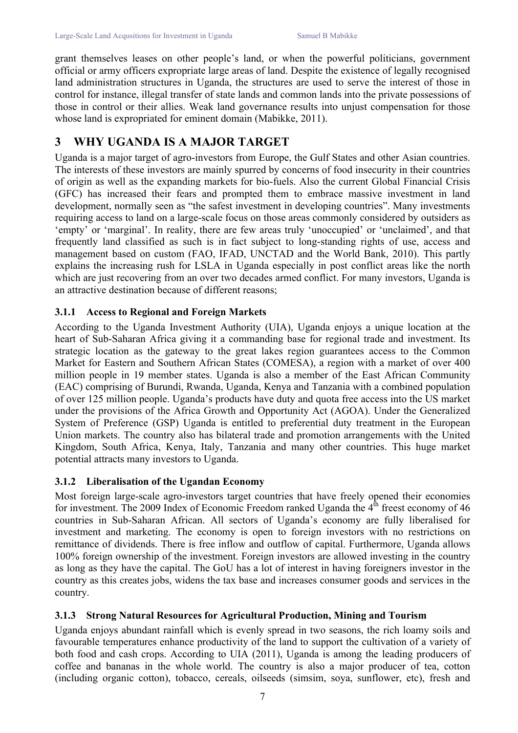grant themselves leases on other people's land, or when the powerful politicians, government official or army officers expropriate large areas of land. Despite the existence of legally recognised land administration structures in Uganda, the structures are used to serve the interest of those in control for instance, illegal transfer of state lands and common lands into the private possessions of those in control or their allies. Weak land governance results into unjust compensation for those whose land is expropriated for eminent domain (Mabikke, 2011).

# 3 WHY UGANDA IS A MAJOR TARGET

Uganda is a major target of agro-investors from Europe, the Gulf States and other Asian countries. The interests of these investors are mainly spurred by concerns of food insecurity in their countries of origin as well as the expanding markets for bio-fuels. Also the current Global Financial Crisis (GFC) has increased their fears and prompted them to embrace massive investment in land development, normally seen as "the safest investment in developing countries". Many investments requiring access to land on a large-scale focus on those areas commonly considered by outsiders as 'empty' or 'marginal'. In reality, there are few areas truly 'unoccupied' or 'unclaimed', and that frequently land classified as such is in fact subject to long-standing rights of use, access and management based on custom (FAO, IFAD, UNCTAD and the World Bank, 2010). This partly explains the increasing rush for LSLA in Uganda especially in post conflict areas like the north which are just recovering from an over two decades armed conflict. For many investors, Uganda is an attractive destination because of different reasons;

### 3.1.1 Access to Regional and Foreign Markets

According to the Uganda Investment Authority (UIA), Uganda enjoys a unique location at the heart of Sub-Saharan Africa giving it a commanding base for regional trade and investment. Its strategic location as the gateway to the great lakes region guarantees access to the Common Market for Eastern and Southern African States (COMESA), a region with a market of over 400 million people in 19 member states. Uganda is also a member of the East African Community (EAC) comprising of Burundi, Rwanda, Uganda, Kenya and Tanzania with a combined population of over 125 million people. Uganda's products have duty and quota free access into the US market under the provisions of the Africa Growth and Opportunity Act (AGOA). Under the Generalized System of Preference (GSP) Uganda is entitled to preferential duty treatment in the European Union markets. The country also has bilateral trade and promotion arrangements with the United Kingdom, South Africa, Kenya, Italy, Tanzania and many other countries. This huge market potential attracts many investors to Uganda.

### 3.1.2 Liberalisation of the Ugandan Economy

Most foreign large-scale agro-investors target countries that have freely opened their economies for investment. The 2009 Index of Economic Freedom ranked Uganda the 4th freest economy of 46 countries in Sub-Saharan African. All sectors of Uganda's economy are fully liberalised for investment and marketing. The economy is open to foreign investors with no restrictions on remittance of dividends. There is free inflow and outflow of capital. Furthermore, Uganda allows 100% foreign ownership of the investment. Foreign investors are allowed investing in the country as long as they have the capital. The GoU has a lot of interest in having foreigners investor in the country as this creates jobs, widens the tax base and increases consumer goods and services in the country.

### 3.1.3 Strong Natural Resources for Agricultural Production, Mining and Tourism

Uganda enjoys abundant rainfall which is evenly spread in two seasons, the rich loamy soils and favourable temperatures enhance productivity of the land to support the cultivation of a variety of both food and cash crops. According to UIA (2011), Uganda is among the leading producers of coffee and bananas in the whole world. The country is also a major producer of tea, cotton (including organic cotton), tobacco, cereals, oilseeds (simsim, soya, sunflower, etc), fresh and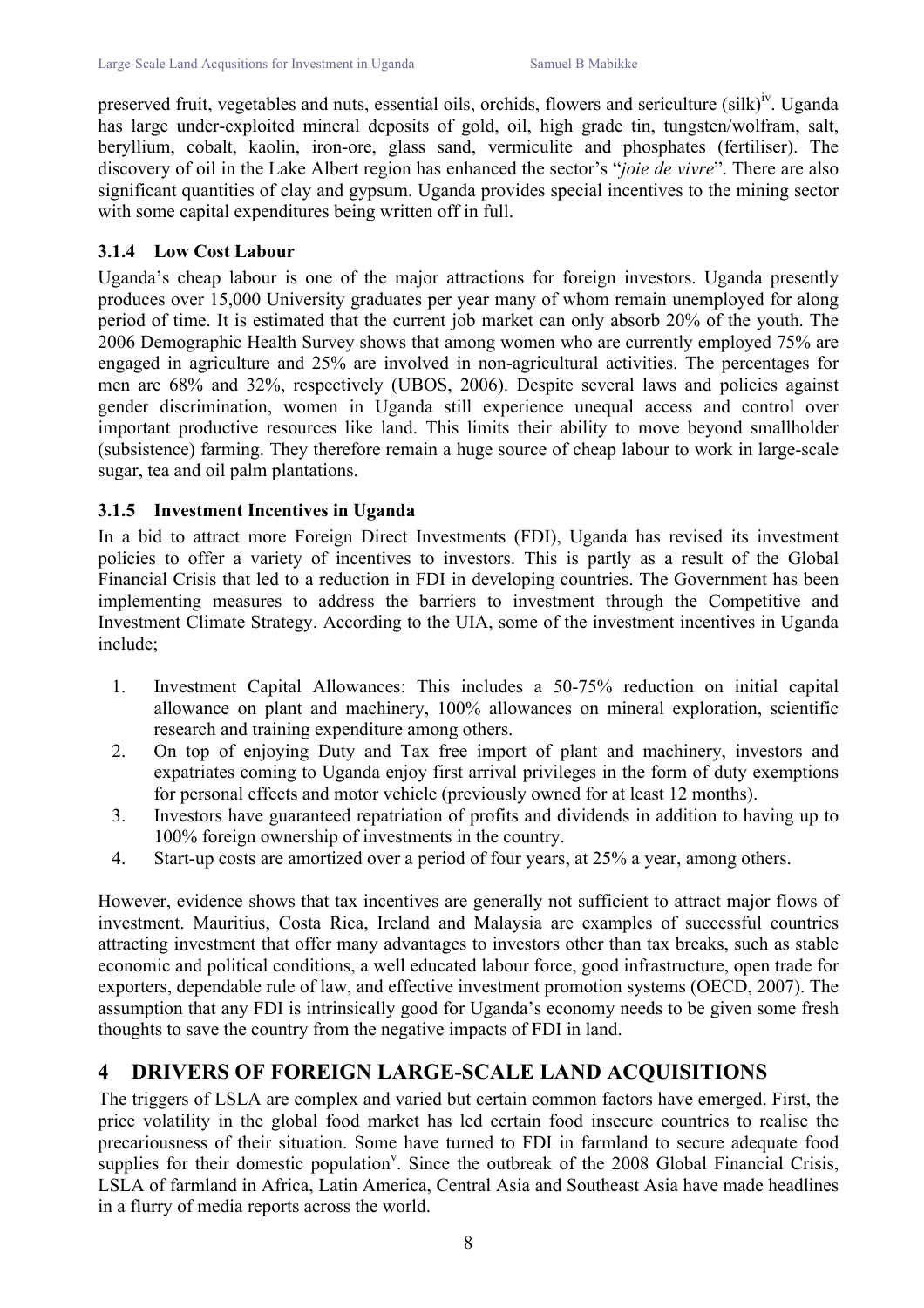preserved fruit, vegetables and nuts, essential oils, orchids, flowers and sericulture (silk)[iv]. Uganda has large under-exploited mineral deposits of gold, oil, high grade tin, tungsten/wolfram, salt, beryllium, cobalt, kaolin, iron-ore, glass sand, vermiculite and phosphates (fertiliser). The discovery of oil in the Lake Albert region has enhanced the sector's "*joie de vivre*". There are also significant quantities of clay and gypsum. Uganda provides special incentives to the mining sector with some capital expenditures being written off in full.

### 3.1.4 Low Cost Labour

Uganda's cheap labour is one of the major attractions for foreign investors. Uganda presently produces over 15,000 University graduates per year many of whom remain unemployed for along period of time. It is estimated that the current job market can only absorb 20% of the youth. The 2006 Demographic Health Survey shows that among women who are currently employed 75% are engaged in agriculture and 25% are involved in non-agricultural activities. The percentages for men are 68% and 32%, respectively (UBOS, 2006). Despite several laws and policies against gender discrimination, women in Uganda still experience unequal access and control over important productive resources like land. This limits their ability to move beyond smallholder (subsistence) farming. They therefore remain a huge source of cheap labour to work in large-scale sugar, tea and oil palm plantations.

### 3.1.5 Investment Incentives in Uganda

In a bid to attract more Foreign Direct Investments (FDI), Uganda has revised its investment policies to offer a variety of incentives to investors. This is partly as a result of the Global Financial Crisis that led to a reduction in FDI in developing countries. The Government has been implementing measures to address the barriers to investment through the Competitive and Investment Climate Strategy. According to the UIA, some of the investment incentives in Uganda include;

1. Investment Capital Allowances: This includes a 50-75% reduction on initial capital allowance on plant and machinery, 100% allowances on mineral exploration, scientific research and training expenditure among others.
2. On top of enjoying Duty and Tax free import of plant and machinery, investors and expatriates coming to Uganda enjoy first arrival privileges in the form of duty exemptions for personal effects and motor vehicle (previously owned for at least 12 months).
3. Investors have guaranteed repatriation of profits and dividends in addition to having up to 100% foreign ownership of investments in the country.
4. Start-up costs are amortized over a period of four years, at 25% a year, among others.

However, evidence shows that tax incentives are generally not sufficient to attract major flows of investment. Mauritius, Costa Rica, Ireland and Malaysia are examples of successful countries attracting investment that offer many advantages to investors other than tax breaks, such as stable economic and political conditions, a well educated labour force, good infrastructure, open trade for exporters, dependable rule of law, and effective investment promotion systems (OECD, 2007). The assumption that any FDI is intrinsically good for Uganda's economy needs to be given some fresh thoughts to save the country from the negative impacts of FDI in land.

## 4 DRIVERS OF FOREIGN LARGE-SCALE LAND ACQUISITIONS

The triggers of LSLA are complex and varied but certain common factors have emerged. First, the price volatility in the global food market has led certain food insecure countries to realise the precariousness of their situation. Some have turned to FDI in farmland to secure adequate food supplies for their domestic population[v]. Since the outbreak of the 2008 Global Financial Crisis, LSLA of farmland in Africa, Latin America, Central Asia and Southeast Asia have made headlines in a flurry of media reports across the world.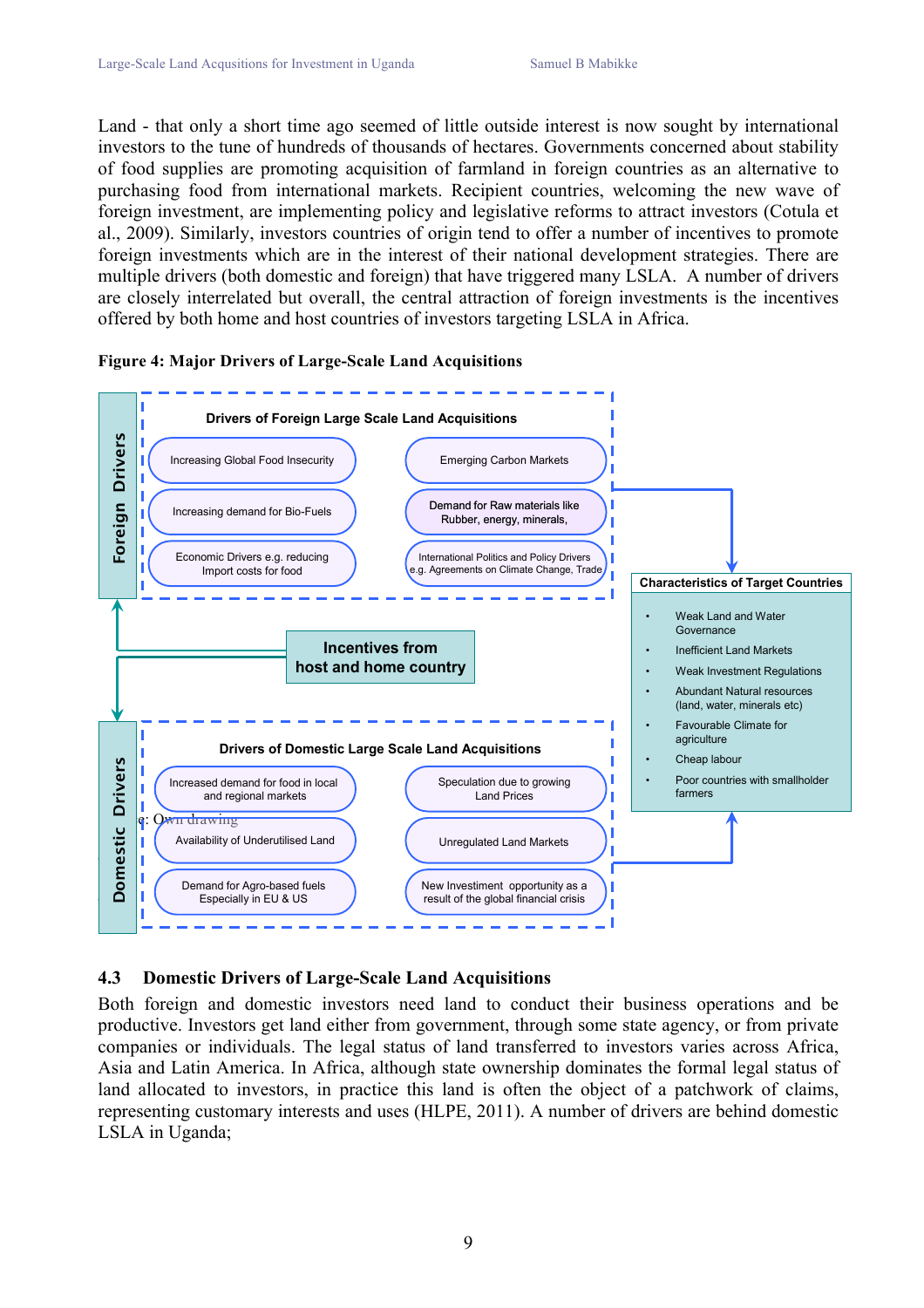Land - that only a short time ago seemed of little outside interest is now sought by international investors to the tune of hundreds of thousands of hectares. Governments concerned about stability of food supplies are promoting acquisition of farmland in foreign countries as an alternative to purchasing food from international markets. Recipient countries, welcoming the new wave of foreign investment, are implementing policy and legislative reforms to attract investors (Cotula et al., 2009). Similarly, investors countries of origin tend to offer a number of incentives to promote foreign investments which are in the interest of their national development strategies. There are multiple drivers (both domestic and foreign) that have triggered many LSLA. A number of drivers are closely interrelated but overall, the central attraction of foreign investments is the incentives offered by both home and host countries of investors targeting LSLA in Africa.

**Figure 4: Major Drivers of Large-Scale Land Acquisitions**

**Foreign Drivers**

Drivers of Foreign Large Scale Land Acquisitions

- Increasing Global Food Insecurity
- Emerging Carbon Markets
- Increasing demand for Bio-Fuels
- Demand for Raw materials like Rubber, energy, minerals,
- Economic Drivers e.g. reducing Import costs for food
- International Politics and Policy Drivers e.g. Agreements on Climate Change, Trade

Incentives from host and home country

**Domestic Drivers**

Drivers of Domestic Large Scale Land Acquisitions

- Increased demand for food in local and regional markets
- Speculation due to growing Land Prices
- Availability of Underutilised Land
- Unregulated Land Markets
- Demand for Agro-based fuels Especially in EU & US
- New Investment opportunity as a result of the global financial crisis

Characteristics of Target Countries

- Weak Land and Water Governance
- Inefficient Land Markets
- Weak Investment Regulations
- Abundant Natural resources (land, water, minerals etc)
- Favourable Climate for agriculture
- Cheap labour
- Poor countries with smallholder farmers

Source: Own drawing

## 4.3 Domestic Drivers of Large-Scale Land Acquisitions

Both foreign and domestic investors need land to conduct their business operations and be productive. Investors get land either from government, through some state agency, or from private companies or individuals. The legal status of land transferred to investors varies across Africa, Asia and Latin America. In Africa, although state ownership dominates the formal legal status of land allocated to investors, in practice this land is often the object of a patchwork of claims, representing customary interests and uses (HLPE, 2011). A number of drivers are behind domestic LSLA in Uganda;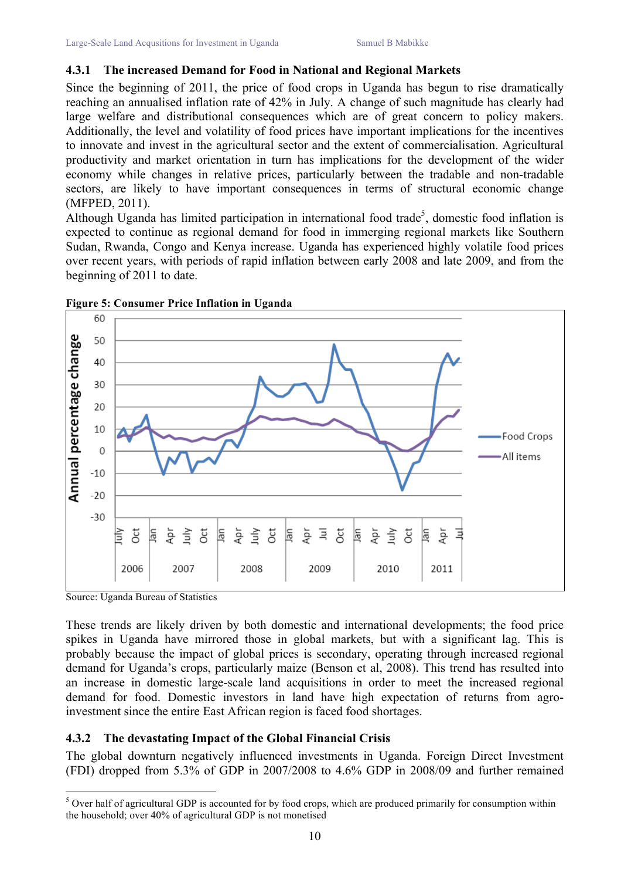### 4.3.1 The increased Demand for Food in National and Regional Markets

Since the beginning of 2011, the price of food crops in Uganda has begun to rise dramatically reaching an annualised inflation rate of 42% in July. A change of such magnitude has clearly had large welfare and distributional consequences which are of great concern to policy makers. Additionally, the level and volatility of food prices have important implications for the incentives to innovate and invest in the agricultural sector and the extent of commercialisation. Agricultural productivity and market orientation in turn has implications for the development of the wider economy while changes in relative prices, particularly between the tradable and non-tradable sectors, are likely to have important consequences in terms of structural economic change (MFPED, 2011).

Although Uganda has limited participation in international food trade[5], domestic food inflation is expected to continue as regional demand for food in immerging regional markets like Southern Sudan, Rwanda, Congo and Kenya increase. Uganda has experienced highly volatile food prices over recent years, with periods of rapid inflation between early 2008 and late 2009, and from the beginning of 2011 to date.

**Figure 5: Consumer Price Inflation in Uganda**

Source: Uganda Bureau of Statistics

These trends are likely driven by both domestic and international developments; the food price spikes in Uganda have mirrored those in global markets, but with a significant lag. This is probably because the impact of global prices is secondary, operating through increased regional demand for Uganda's crops, particularly maize (Benson et al, 2008). This trend has resulted into an increase in domestic large-scale land acquisitions in order to meet the increased regional demand for food. Domestic investors in land have high expectation of returns from agro-investment since the entire East African region is faced food shortages.

### 4.3.2 The devastating Impact of the Global Financial Crisis

The global downturn negatively influenced investments in Uganda. Foreign Direct Investment (FDI) dropped from 5.3% of GDP in 2007/2008 to 4.6% GDP in 2008/09 and further remained

[5] Over half of agricultural GDP is accounted for by food crops, which are produced primarily for consumption within the household; over 40% of agricultural GDP is not monetised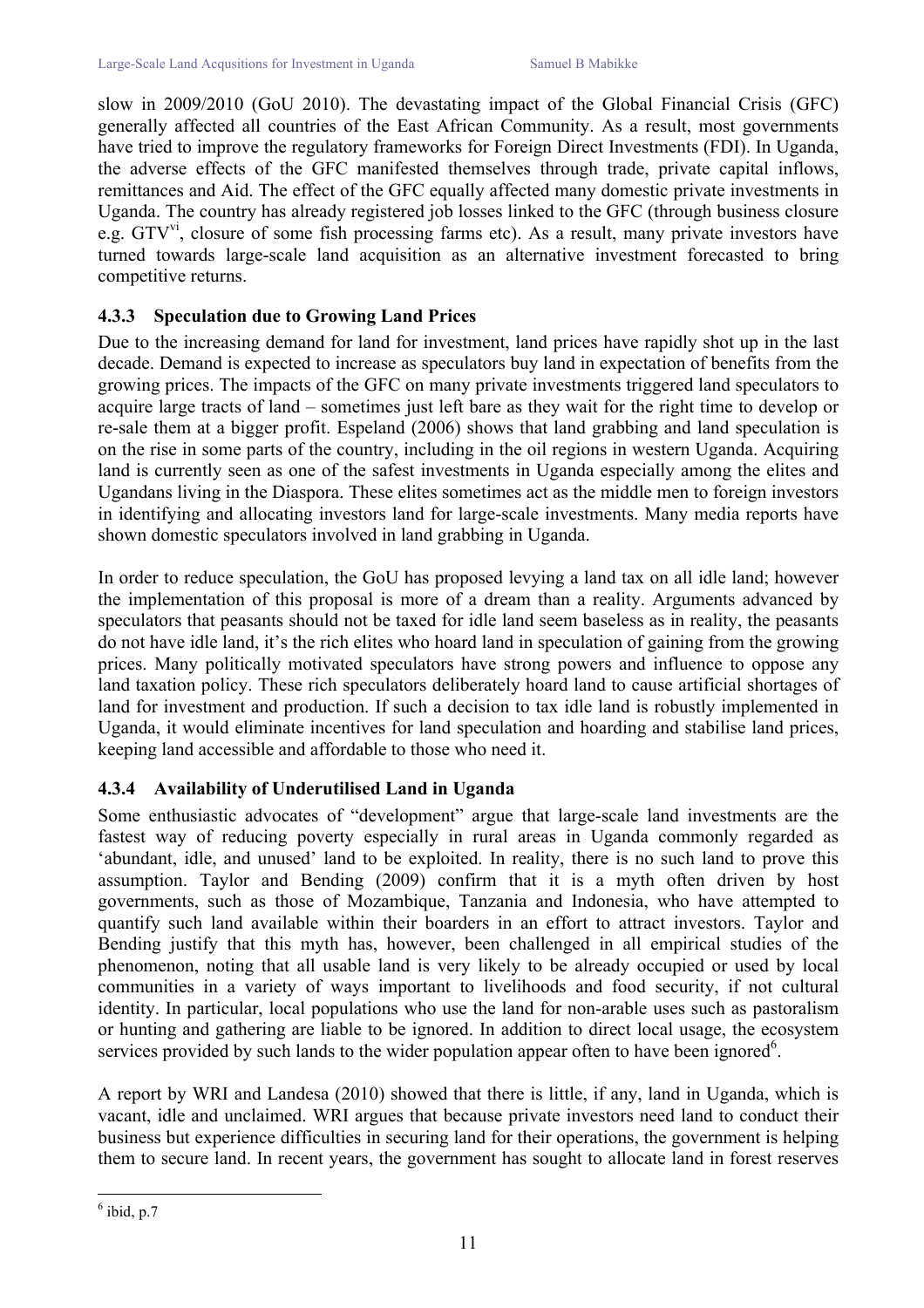slow in 2009/2010 (GoU 2010). The devastating impact of the Global Financial Crisis (GFC) generally affected all countries of the East African Community. As a result, most governments have tried to improve the regulatory frameworks for Foreign Direct Investments (FDI). In Uganda, the adverse effects of the GFC manifested themselves through trade, private capital inflows, remittances and Aid. The effect of the GFC equally affected many domestic private investments in Uganda. The country has already registered job losses linked to the GFC (through business closure e.g. GTV[vi], closure of some fish processing farms etc). As a result, many private investors have turned towards large-scale land acquisition as an alternative investment forecasted to bring competitive returns.

### 4.3.3 Speculation due to Growing Land Prices

Due to the increasing demand for land for investment, land prices have rapidly shot up in the last decade. Demand is expected to increase as speculators buy land in expectation of benefits from the growing prices. The impacts of the GFC on many private investments triggered land speculators to acquire large tracts of land – sometimes just left bare as they wait for the right time to develop or re-sale them at a bigger profit. Espeland (2006) shows that land grabbing and land speculation is on the rise in some parts of the country, including in the oil regions in western Uganda. Acquiring land is currently seen as one of the safest investments in Uganda especially among the elites and Ugandans living in the Diaspora. These elites sometimes act as the middle men to foreign investors in identifying and allocating investors land for large-scale investments. Many media reports have shown domestic speculators involved in land grabbing in Uganda.

In order to reduce speculation, the GoU has proposed levying a land tax on all idle land; however the implementation of this proposal is more of a dream than a reality. Arguments advanced by speculators that peasants should not be taxed for idle land seem baseless as in reality, the peasants do not have idle land, it's the rich elites who hoard land in speculation of gaining from the growing prices. Many politically motivated speculators have strong powers and influence to oppose any land taxation policy. These rich speculators deliberately hoard land to cause artificial shortages of land for investment and production. If such a decision to tax idle land is robustly implemented in Uganda, it would eliminate incentives for land speculation and hoarding and stabilise land prices, keeping land accessible and affordable to those who need it.

### 4.3.4 Availability of Underutilised Land in Uganda

Some enthusiastic advocates of "development" argue that large-scale land investments are the fastest way of reducing poverty especially in rural areas in Uganda commonly regarded as 'abundant, idle, and unused' land to be exploited. In reality, there is no such land to prove this assumption. Taylor and Bending (2009) confirm that it is a myth often driven by host governments, such as those of Mozambique, Tanzania and Indonesia, who have attempted to quantify such land available within their boarders in an effort to attract investors. Taylor and Bending justify that this myth has, however, been challenged in all empirical studies of the phenomenon, noting that all usable land is very likely to be already occupied or used by local communities in a variety of ways important to livelihoods and food security, if not cultural identity. In particular, local populations who use the land for non-arable uses such as pastoralism or hunting and gathering are liable to be ignored. In addition to direct local usage, the ecosystem services provided by such lands to the wider population appear often to have been ignored[6].

A report by WRI and Landesa (2010) showed that there is little, if any, land in Uganda, which is vacant, idle and unclaimed. WRI argues that because private investors need land to conduct their business but experience difficulties in securing land for their operations, the government is helping them to secure land. In recent years, the government has sought to allocate land in forest reserves

---

[6] ibid, p.7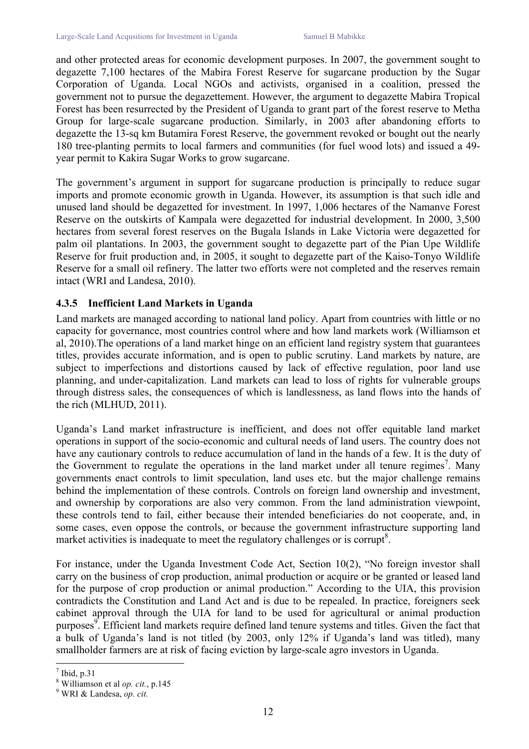and other protected areas for economic development purposes. In 2007, the government sought to degazette 7,100 hectares of the Mabira Forest Reserve for sugarcane production by the Sugar Corporation of Uganda. Local NGOs and activists, organised in a coalition, pressed the government not to pursue the degazettement. However, the argument to degazette Mabira Tropical Forest has been resurrected by the President of Uganda to grant part of the forest reserve to Metha Group for large-scale sugarcane production. Similarly, in 2003 after abandoning efforts to degazette the 13-sq km Butamira Forest Reserve, the government revoked or bought out the nearly 180 tree-planting permits to local farmers and communities (for fuel wood lots) and issued a 49-year permit to Kakira Sugar Works to grow sugarcane.

The government's argument in support for sugarcane production is principally to reduce sugar imports and promote economic growth in Uganda. However, its assumption is that such idle and unused land should be degazetted for investment. In 1997, 1,006 hectares of the Namanve Forest Reserve on the outskirts of Kampala were degazetted for industrial development. In 2000, 3,500 hectares from several forest reserves on the Bugala Islands in Lake Victoria were degazetted for palm oil plantations. In 2003, the government sought to degazette part of the Pian Upe Wildlife Reserve for fruit production and, in 2005, it sought to degazette part of the Kaiso-Tonyo Wildlife Reserve for a small oil refinery. The latter two efforts were not completed and the reserves remain intact (WRI and Landesa, 2010).

### 4.3.5 Inefficient Land Markets in Uganda

Land markets are managed according to national land policy. Apart from countries with little or no capacity for governance, most countries control where and how land markets work (Williamson et al, 2010).The operations of a land market hinge on an efficient land registry system that guarantees titles, provides accurate information, and is open to public scrutiny. Land markets by nature, are subject to imperfections and distortions caused by lack of effective regulation, poor land use planning, and under-capitalization. Land markets can lead to loss of rights for vulnerable groups through distress sales, the consequences of which is landlessness, as land flows into the hands of the rich (MLHUD, 2011).

Uganda's Land market infrastructure is inefficient, and does not offer equitable land market operations in support of the socio-economic and cultural needs of land users. The country does not have any cautionary controls to reduce accumulation of land in the hands of a few. It is the duty of the Government to regulate the operations in the land market under all tenure regimes[7]. Many governments enact controls to limit speculation, land uses etc. but the major challenge remains behind the implementation of these controls. Controls on foreign land ownership and investment, and ownership by corporations are also very common. From the land administration viewpoint, these controls tend to fail, either because their intended beneficiaries do not cooperate, and, in some cases, even oppose the controls, or because the government infrastructure supporting land market activities is inadequate to meet the regulatory challenges or is corrupt[8].

For instance, under the Uganda Investment Code Act, Section 10(2), "No foreign investor shall carry on the business of crop production, animal production or acquire or be granted or leased land for the purpose of crop production or animal production." According to the UIA, this provision contradicts the Constitution and Land Act and is due to be repealed. In practice, foreigners seek cabinet approval through the UIA for land to be used for agricultural or animal production purposes[9]. Efficient land markets require defined land tenure systems and titles. Given the fact that a bulk of Uganda's land is not titled (by 2003, only 12% if Uganda's land was titled), many smallholder farmers are at risk of facing eviction by large-scale agro investors in Uganda.

---

[7] Ibid, p.31

[8] Williamson et al *op. cit.*, p.145

[9] WRI & Landesa, *op. cit.*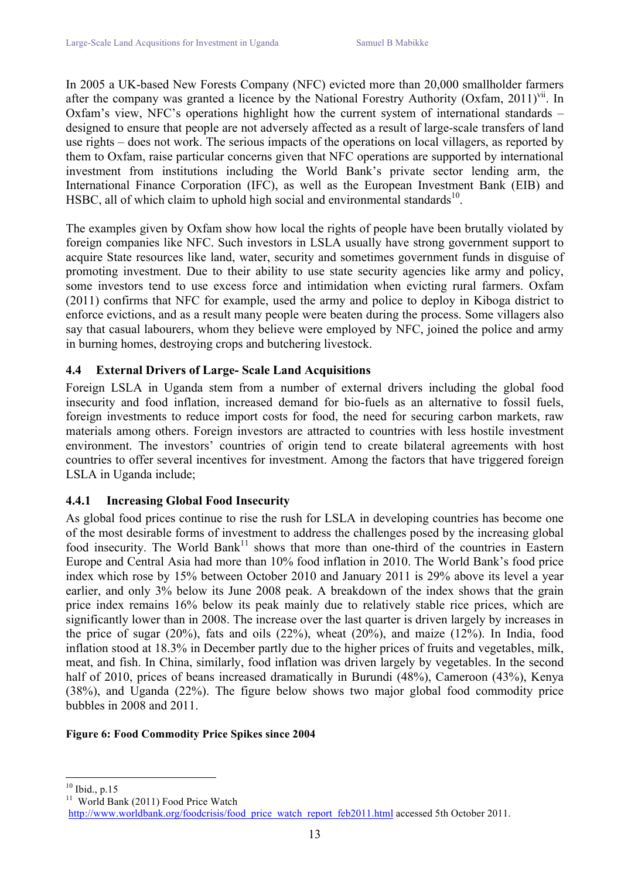In 2005 a UK-based New Forests Company (NFC) evicted more than 20,000 smallholder farmers after the company was granted a licence by the National Forestry Authority (Oxfam, 2011)[vii]. In Oxfam's view, NFC's operations highlight how the current system of international standards – designed to ensure that people are not adversely affected as a result of large-scale transfers of land use rights – does not work. The serious impacts of the operations on local villagers, as reported by them to Oxfam, raise particular concerns given that NFC operations are supported by international investment from institutions including the World Bank's private sector lending arm, the International Finance Corporation (IFC), as well as the European Investment Bank (EIB) and HSBC, all of which claim to uphold high social and environmental standards[10].

The examples given by Oxfam show how local the rights of people have been brutally violated by foreign companies like NFC. Such investors in LSLA usually have strong government support to acquire State resources like land, water, security and sometimes government funds in disguise of promoting investment. Due to their ability to use state security agencies like army and policy, some investors tend to use excess force and intimidation when evicting rural farmers. Oxfam (2011) confirms that NFC for example, used the army and police to deploy in Kiboga district to enforce evictions, and as a result many people were beaten during the process. Some villagers also say that casual labourers, whom they believe were employed by NFC, joined the police and army in burning homes, destroying crops and butchering livestock.

### 4.4 External Drivers of Large- Scale Land Acquisitions

Foreign LSLA in Uganda stem from a number of external drivers including the global food insecurity and food inflation, increased demand for bio-fuels as an alternative to fossil fuels, foreign investments to reduce import costs for food, the need for securing carbon markets, raw materials among others. Foreign investors are attracted to countries with less hostile investment environment. The investors' countries of origin tend to create bilateral agreements with host countries to offer several incentives for investment. Among the factors that have triggered foreign LSLA in Uganda include;

#### 4.4.1 Increasing Global Food Insecurity

As global food prices continue to rise the rush for LSLA in developing countries has become one of the most desirable forms of investment to address the challenges posed by the increasing global food insecurity. The World Bank[11] shows that more than one-third of the countries in Eastern Europe and Central Asia had more than 10% food inflation in 2010. The World Bank's food price index which rose by 15% between October 2010 and January 2011 is 29% above its level a year earlier, and only 3% below its June 2008 peak. A breakdown of the index shows that the grain price index remains 16% below its peak mainly due to relatively stable rice prices, which are significantly lower than in 2008. The increase over the last quarter is driven largely by increases in the price of sugar (20%), fats and oils (22%), wheat (20%), and maize (12%). In India, food inflation stood at 18.3% in December partly due to the higher prices of fruits and vegetables, milk, meat, and fish. In China, similarly, food inflation was driven largely by vegetables. In the second half of 2010, prices of beans increased dramatically in Burundi (48%), Cameroon (43%), Kenya (38%), and Uganda (22%). The figure below shows two major global food commodity price bubbles in 2008 and 2011.

**Figure 6: Food Commodity Price Spikes since 2004**

---

[10] Ibid., p.15

[11] World Bank (2011) Food Price Watch http://www.worldbank.org/foodcrisis/food_price_watch_report_feb2011.html accessed 5th October 2011.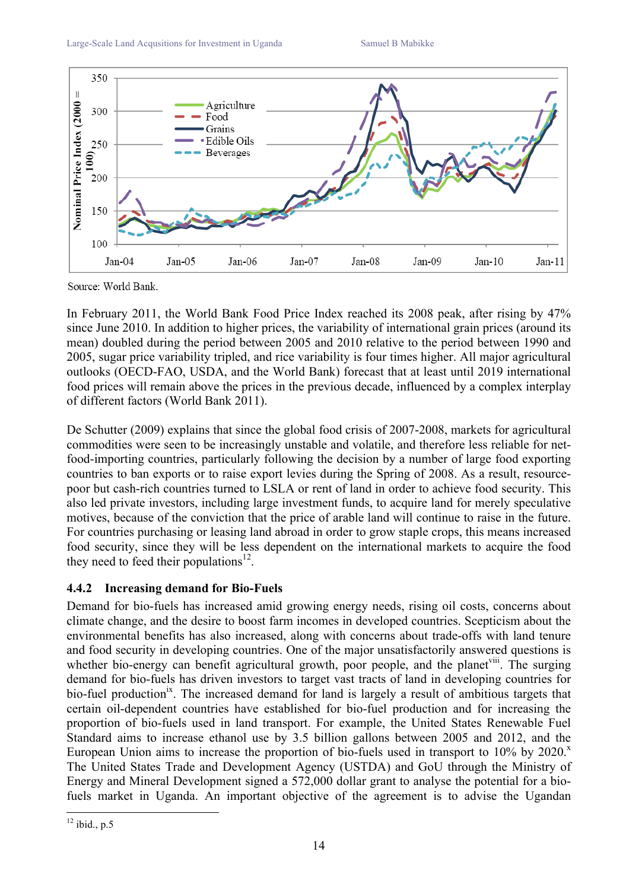Source: World Bank.

In February 2011, the World Bank Food Price Index reached its 2008 peak, after rising by 47% since June 2010. In addition to higher prices, the variability of international grain prices (around its mean) doubled during the period between 2005 and 2010 relative to the period between 1990 and 2005, sugar price variability tripled, and rice variability is four times higher. All major agricultural outlooks (OECD-FAO, USDA, and the World Bank) forecast that at least until 2019 international food prices will remain above the prices in the previous decade, influenced by a complex interplay of different factors (World Bank 2011).

De Schutter (2009) explains that since the global food crisis of 2007-2008, markets for agricultural commodities were seen to be increasingly unstable and volatile, and therefore less reliable for net-food-importing countries, particularly following the decision by a number of large food exporting countries to ban exports or to raise export levies during the Spring of 2008. As a result, resource-poor but cash-rich countries turned to LSLA or rent of land in order to achieve food security. This also led private investors, including large investment funds, to acquire land for merely speculative motives, because of the conviction that the price of arable land will continue to raise in the future. For countries purchasing or leasing land abroad in order to grow staple crops, this means increased food security, since they will be less dependent on the international markets to acquire the food they need to feed their populations[12].

### 4.4.2 Increasing demand for Bio-Fuels

Demand for bio-fuels has increased amid growing energy needs, rising oil costs, concerns about climate change, and the desire to boost farm incomes in developed countries. Scepticism about the environmental benefits has also increased, along with concerns about trade-offs with land tenure and food security in developing countries. One of the major unsatisfactorily answered questions is whether bio-energy can benefit agricultural growth, poor people, and the planet[viii]. The surging demand for bio-fuels has driven investors to target vast tracts of land in developing countries for bio-fuel production[ix]. The increased demand for land is largely a result of ambitious targets that certain oil-dependent countries have established for bio-fuel production and for increasing the proportion of bio-fuels used in land transport. For example, the United States Renewable Fuel Standard aims to increase ethanol use by 3.5 billion gallons between 2005 and 2012, and the European Union aims to increase the proportion of bio-fuels used in transport to 10% by 2020.[x] The United States Trade and Development Agency (USTDA) and GoU through the Ministry of Energy and Mineral Development signed a 572,000 dollar grant to analyse the potential for a bio-fuels market in Uganda. An important objective of the agreement is to advise the Ugandan

[12] ibid., p.5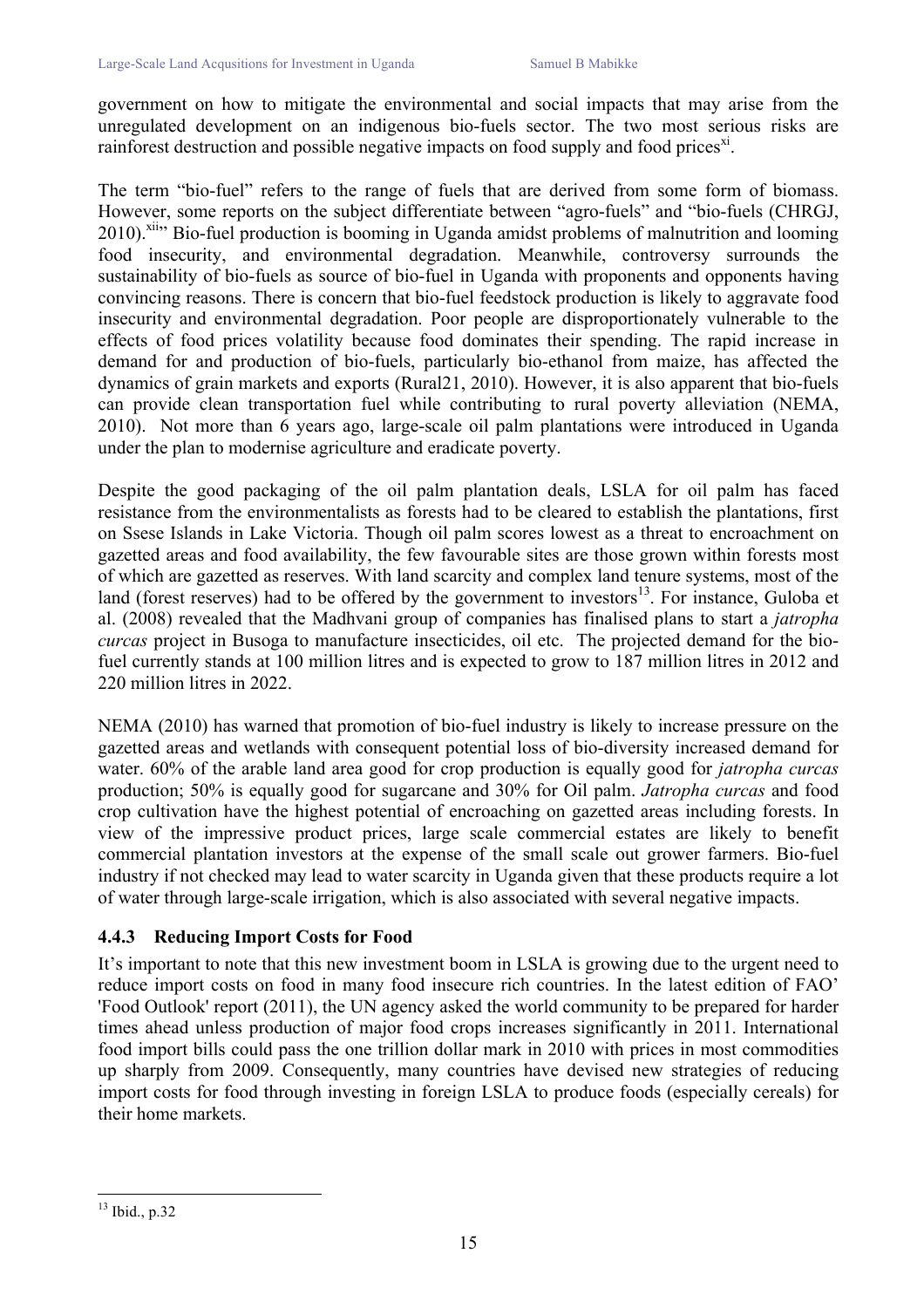government on how to mitigate the environmental and social impacts that may arise from the unregulated development on an indigenous bio-fuels sector. The two most serious risks are rainforest destruction and possible negative impacts on food supply and food prices[xi].

The term "bio-fuel" refers to the range of fuels that are derived from some form of biomass. However, some reports on the subject differentiate between "agro-fuels" and "bio-fuels (CHRGJ, 2010).[xii]" Bio-fuel production is booming in Uganda amidst problems of malnutrition and looming food insecurity, and environmental degradation. Meanwhile, controversy surrounds the sustainability of bio-fuels as source of bio-fuel in Uganda with proponents and opponents having convincing reasons. There is concern that bio-fuel feedstock production is likely to aggravate food insecurity and environmental degradation. Poor people are disproportionately vulnerable to the effects of food prices volatility because food dominates their spending. The rapid increase in demand for and production of bio-fuels, particularly bio-ethanol from maize, has affected the dynamics of grain markets and exports (Rural21, 2010). However, it is also apparent that bio-fuels can provide clean transportation fuel while contributing to rural poverty alleviation (NEMA, 2010). Not more than 6 years ago, large-scale oil palm plantations were introduced in Uganda under the plan to modernise agriculture and eradicate poverty.

Despite the good packaging of the oil palm plantation deals, LSLA for oil palm has faced resistance from the environmentalists as forests had to be cleared to establish the plantations, first on Ssese Islands in Lake Victoria. Though oil palm scores lowest as a threat to encroachment on gazetted areas and food availability, the few favourable sites are those grown within forests most of which are gazetted as reserves. With land scarcity and complex land tenure systems, most of the land (forest reserves) had to be offered by the government to investors[13]. For instance, Guloba et al. (2008) revealed that the Madhvani group of companies has finalised plans to start a *jatropha curcas* project in Busoga to manufacture insecticides, oil etc. The projected demand for the bio-fuel currently stands at 100 million litres and is expected to grow to 187 million litres in 2012 and 220 million litres in 2022.

NEMA (2010) has warned that promotion of bio-fuel industry is likely to increase pressure on the gazetted areas and wetlands with consequent potential loss of bio-diversity increased demand for water. 60% of the arable land area good for crop production is equally good for *jatropha curcas* production; 50% is equally good for sugarcane and 30% for Oil palm. *Jatropha curcas* and food crop cultivation have the highest potential of encroaching on gazetted areas including forests. In view of the impressive product prices, large scale commercial estates are likely to benefit commercial plantation investors at the expense of the small scale out grower farmers. Bio-fuel industry if not checked may lead to water scarcity in Uganda given that these products require a lot of water through large-scale irrigation, which is also associated with several negative impacts.

### 4.4.3 Reducing Import Costs for Food

It's important to note that this new investment boom in LSLA is growing due to the urgent need to reduce import costs on food in many food insecure rich countries. In the latest edition of FAO' 'Food Outlook' report (2011), the UN agency asked the world community to be prepared for harder times ahead unless production of major food crops increases significantly in 2011. International food import bills could pass the one trillion dollar mark in 2010 with prices in most commodities up sharply from 2009. Consequently, many countries have devised new strategies of reducing import costs for food through investing in foreign LSLA to produce foods (especially cereals) for their home markets.

---

[13] Ibid., p.32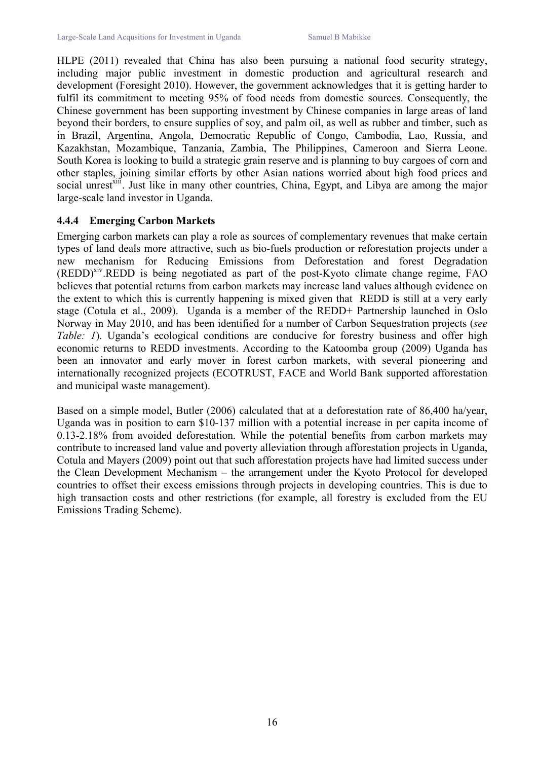HLPE (2011) revealed that China has also been pursuing a national food security strategy, including major public investment in domestic production and agricultural research and development (Foresight 2010). However, the government acknowledges that it is getting harder to fulfil its commitment to meeting 95% of food needs from domestic sources. Consequently, the Chinese government has been supporting investment by Chinese companies in large areas of land beyond their borders, to ensure supplies of soy, and palm oil, as well as rubber and timber, such as in Brazil, Argentina, Angola, Democratic Republic of Congo, Cambodia, Lao, Russia, and Kazakhstan, Mozambique, Tanzania, Zambia, The Philippines, Cameroon and Sierra Leone. South Korea is looking to build a strategic grain reserve and is planning to buy cargoes of corn and other staples, joining similar efforts by other Asian nations worried about high food prices and social unrest[xiii]. Just like in many other countries, China, Egypt, and Libya are among the major large-scale land investor in Uganda.

### 4.4.4 Emerging Carbon Markets

Emerging carbon markets can play a role as sources of complementary revenues that make certain types of land deals more attractive, such as bio-fuels production or reforestation projects under a new mechanism for Reducing Emissions from Deforestation and forest Degradation (REDD)[xiv].REDD is being negotiated as part of the post-Kyoto climate change regime, FAO believes that potential returns from carbon markets may increase land values although evidence on the extent to which this is currently happening is mixed given that REDD is still at a very early stage (Cotula et al., 2009). Uganda is a member of the REDD+ Partnership launched in Oslo Norway in May 2010, and has been identified for a number of Carbon Sequestration projects (*see Table: 1*). Uganda's ecological conditions are conducive for forestry business and offer high economic returns to REDD investments. According to the Katoomba group (2009) Uganda has been an innovator and early mover in forest carbon markets, with several pioneering and internationally recognized projects (ECOTRUST, FACE and World Bank supported afforestation and municipal waste management).

Based on a simple model, Butler (2006) calculated that at a deforestation rate of 86,400 ha/year, Uganda was in position to earn $10-137 million with a potential increase in per capita income of 0.13-2.18% from avoided deforestation. While the potential benefits from carbon markets may contribute to increased land value and poverty alleviation through afforestation projects in Uganda, Cotula and Mayers (2009) point out that such afforestation projects have had limited success under the Clean Development Mechanism – the arrangement under the Kyoto Protocol for developed countries to offset their excess emissions through projects in developing countries. This is due to high transaction costs and other restrictions (for example, all forestry is excluded from the EU Emissions Trading Scheme).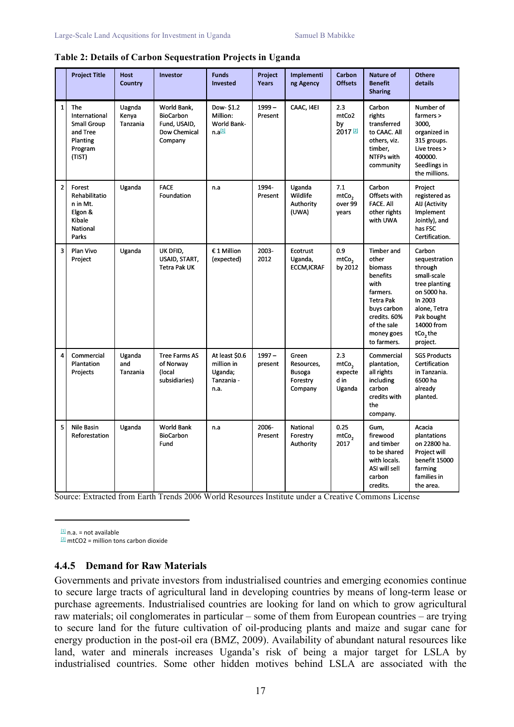**Table 2: Details of Carbon Sequestration Projects in Uganda**

| | Project Title | Host Country | Investor | Funds Invested | Project Years | Implementing Agency | Carbon Offsets | Nature of Benefit Sharing | Othere details |
|---|---|---|---|---|---|---|---|---|---|
| 1 | The International Small Group and Tree Planting Program (TIST) | Uagnda Kenya Tanzania | World Bank, BioCarbon Fund, USAID, Dow Chemical Company | Dow- $1.2 Million: World Bank- n.a[1] | 1999 – Present | CAAC, I4EI | 2.3 mtCo2 by 2017 [2] | Carbon rights transferred to CAAC. All others, viz. timber, NTFPs with community | Number of farmers > 3000, organized in 315 groups. Live trees > 400000. Seedlings in the millions. |
| 2 | Forest Rehabilitation in Mt. Elgon & Kibale National Parks | Uganda | FACE Foundation | n.a | 1994- Present | Uganda Wildlife Authority (UWA) | 7.1 $mtCo_2$ over 99 years | Carbon Offsets with FACE. All other rights with UWA | Project registered as AIJ (Activity Implement Jointly), and has FSC Certification. |
| 3 | Plan Vivo Project | Uganda | UK DFID, USAID, START, Tetra Pak UK | € 1 Million (expected) | 2003-2012 | Ecotrust Uganda, ECCM,ICRAF | 0.9 $mtCo_2$ by 2012 | Timber and other biomass benefits with farmers. Tetra Pak buys carbon credits. 60% of the sale money goes to farmers. | Carbon sequestration through small-scale tree planting on 5000 ha. In 2003 alone, Tetra Pak bought 14000 from $tCo_2$ the project. |
| 4 | Commercial Plantation Projects | Uganda and Tanzania | Tree Farms AS of Norway (local subsidiaries) | At least $0.6 million in Uganda; Tanzania - n.a. | 1997 – present | Green Resources, Busoga Forestry Company | 2.3 $mtCo_2$ expected in Uganda | Commercial plantation, all rights including carbon credits with the company. | SGS Products Certification in Tanzania. 6500 ha already planted. |
| 5 | Nile Basin Reforestation | Uganda | World Bank BioCarbon Fund | n.a | 2006-Present | National Forestry Authority | 0.25 $mtCo_2$ 2017 | Gum, firewood and timber to be shared with locals. ASI will sell carbon credits. | Acacia plantations on 22800 ha. Project will benefit 15000 farming families in the area. |

Source: Extracted from Earth Trends 2006 World Resources Institute under a Creative Commons License

[1] n.a. = not available
[2] mtCO2 = million tons carbon dioxide

### 4.4.5 Demand for Raw Materials

Governments and private investors from industrialised countries and emerging economies continue to secure large tracts of agricultural land in developing countries by means of long-term lease or purchase agreements. Industrialised countries are looking for land on which to grow agricultural raw materials; oil conglomerates in particular – some of them from European countries – are trying to secure land for the future cultivation of oil-producing plants and maize and sugar cane for energy production in the post-oil era (BMZ, 2009). Availability of abundant natural resources like land, water and minerals increases Uganda's risk of being a major target for LSLA by industrialised countries. Some other hidden motives behind LSLA are associated with the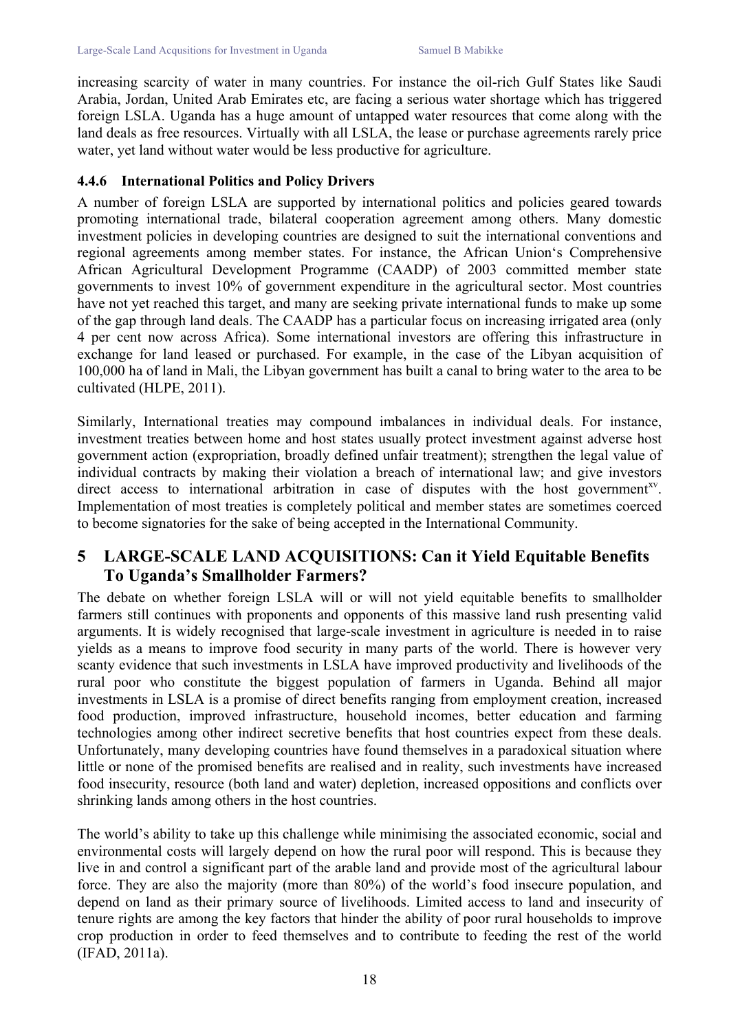increasing scarcity of water in many countries. For instance the oil-rich Gulf States like Saudi Arabia, Jordan, United Arab Emirates etc, are facing a serious water shortage which has triggered foreign LSLA. Uganda has a huge amount of untapped water resources that come along with the land deals as free resources. Virtually with all LSLA, the lease or purchase agreements rarely price water, yet land without water would be less productive for agriculture.

### 4.4.6 International Politics and Policy Drivers

A number of foreign LSLA are supported by international politics and policies geared towards promoting international trade, bilateral cooperation agreement among others. Many domestic investment policies in developing countries are designed to suit the international conventions and regional agreements among member states. For instance, the African Union's Comprehensive African Agricultural Development Programme (CAADP) of 2003 committed member state governments to invest 10% of government expenditure in the agricultural sector. Most countries have not yet reached this target, and many are seeking private international funds to make up some of the gap through land deals. The CAADP has a particular focus on increasing irrigated area (only 4 per cent now across Africa). Some international investors are offering this infrastructure in exchange for land leased or purchased. For example, in the case of the Libyan acquisition of 100,000 ha of land in Mali, the Libyan government has built a canal to bring water to the area to be cultivated (HLPE, 2011).

Similarly, International treaties may compound imbalances in individual deals. For instance, investment treaties between home and host states usually protect investment against adverse host government action (expropriation, broadly defined unfair treatment); strengthen the legal value of individual contracts by making their violation a breach of international law; and give investors direct access to international arbitration in case of disputes with the host government[xv]. Implementation of most treaties is completely political and member states are sometimes coerced to become signatories for the sake of being accepted in the International Community.

## 5 LARGE-SCALE LAND ACQUISITIONS: Can it Yield Equitable Benefits To Uganda's Smallholder Farmers?

The debate on whether foreign LSLA will or will not yield equitable benefits to smallholder farmers still continues with proponents and opponents of this massive land rush presenting valid arguments. It is widely recognised that large-scale investment in agriculture is needed in to raise yields as a means to improve food security in many parts of the world. There is however very scanty evidence that such investments in LSLA have improved productivity and livelihoods of the rural poor who constitute the biggest population of farmers in Uganda. Behind all major investments in LSLA is a promise of direct benefits ranging from employment creation, increased food production, improved infrastructure, household incomes, better education and farming technologies among other indirect secretive benefits that host countries expect from these deals. Unfortunately, many developing countries have found themselves in a paradoxical situation where little or none of the promised benefits are realised and in reality, such investments have increased food insecurity, resource (both land and water) depletion, increased oppositions and conflicts over shrinking lands among others in the host countries.

The world's ability to take up this challenge while minimising the associated economic, social and environmental costs will largely depend on how the rural poor will respond. This is because they live in and control a significant part of the arable land and provide most of the agricultural labour force. They are also the majority (more than 80%) of the world's food insecure population, and depend on land as their primary source of livelihoods. Limited access to land and insecurity of tenure rights are among the key factors that hinder the ability of poor rural households to improve crop production in order to feed themselves and to contribute to feeding the rest of the world (IFAD, 2011a).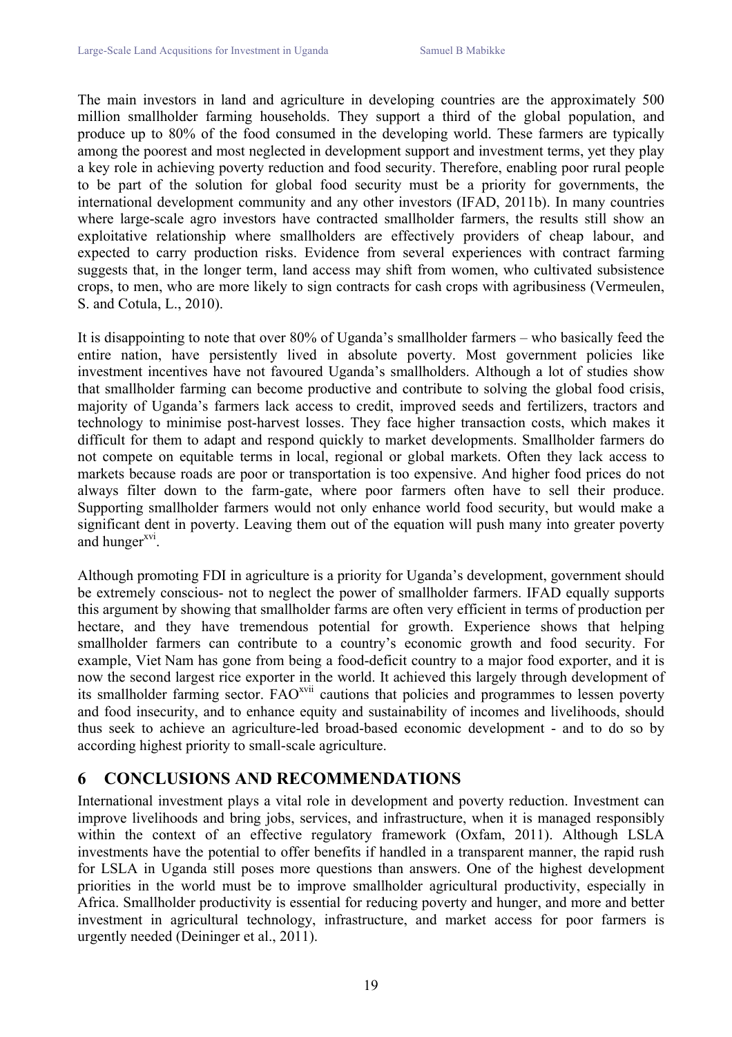The main investors in land and agriculture in developing countries are the approximately 500 million smallholder farming households. They support a third of the global population, and produce up to 80% of the food consumed in the developing world. These farmers are typically among the poorest and most neglected in development support and investment terms, yet they play a key role in achieving poverty reduction and food security. Therefore, enabling poor rural people to be part of the solution for global food security must be a priority for governments, the international development community and any other investors (IFAD, 2011b). In many countries where large-scale agro investors have contracted smallholder farmers, the results still show an exploitative relationship where smallholders are effectively providers of cheap labour, and expected to carry production risks. Evidence from several experiences with contract farming suggests that, in the longer term, land access may shift from women, who cultivated subsistence crops, to men, who are more likely to sign contracts for cash crops with agribusiness (Vermeulen, S. and Cotula, L., 2010).

It is disappointing to note that over 80% of Uganda's smallholder farmers – who basically feed the entire nation, have persistently lived in absolute poverty. Most government policies like investment incentives have not favoured Uganda's smallholders. Although a lot of studies show that smallholder farming can become productive and contribute to solving the global food crisis, majority of Uganda's farmers lack access to credit, improved seeds and fertilizers, tractors and technology to minimise post-harvest losses. They face higher transaction costs, which makes it difficult for them to adapt and respond quickly to market developments. Smallholder farmers do not compete on equitable terms in local, regional or global markets. Often they lack access to markets because roads are poor or transportation is too expensive. And higher food prices do not always filter down to the farm-gate, where poor farmers often have to sell their produce. Supporting smallholder farmers would not only enhance world food security, but would make a significant dent in poverty. Leaving them out of the equation will push many into greater poverty and hunger[xvi].

Although promoting FDI in agriculture is a priority for Uganda's development, government should be extremely conscious- not to neglect the power of smallholder farmers. IFAD equally supports this argument by showing that smallholder farms are often very efficient in terms of production per hectare, and they have tremendous potential for growth. Experience shows that helping smallholder farmers can contribute to a country's economic growth and food security. For example, Viet Nam has gone from being a food-deficit country to a major food exporter, and it is now the second largest rice exporter in the world. It achieved this largely through development of its smallholder farming sector. FAO[xvii] cautions that policies and programmes to lessen poverty and food insecurity, and to enhance equity and sustainability of incomes and livelihoods, should thus seek to achieve an agriculture-led broad-based economic development - and to do so by according highest priority to small-scale agriculture.

# 6 CONCLUSIONS AND RECOMMENDATIONS

International investment plays a vital role in development and poverty reduction. Investment can improve livelihoods and bring jobs, services, and infrastructure, when it is managed responsibly within the context of an effective regulatory framework (Oxfam, 2011). Although LSLA investments have the potential to offer benefits if handled in a transparent manner, the rapid rush for LSLA in Uganda still poses more questions than answers. One of the highest development priorities in the world must be to improve smallholder agricultural productivity, especially in Africa. Smallholder productivity is essential for reducing poverty and hunger, and more and better investment in agricultural technology, infrastructure, and market access for poor farmers is urgently needed (Deininger et al., 2011).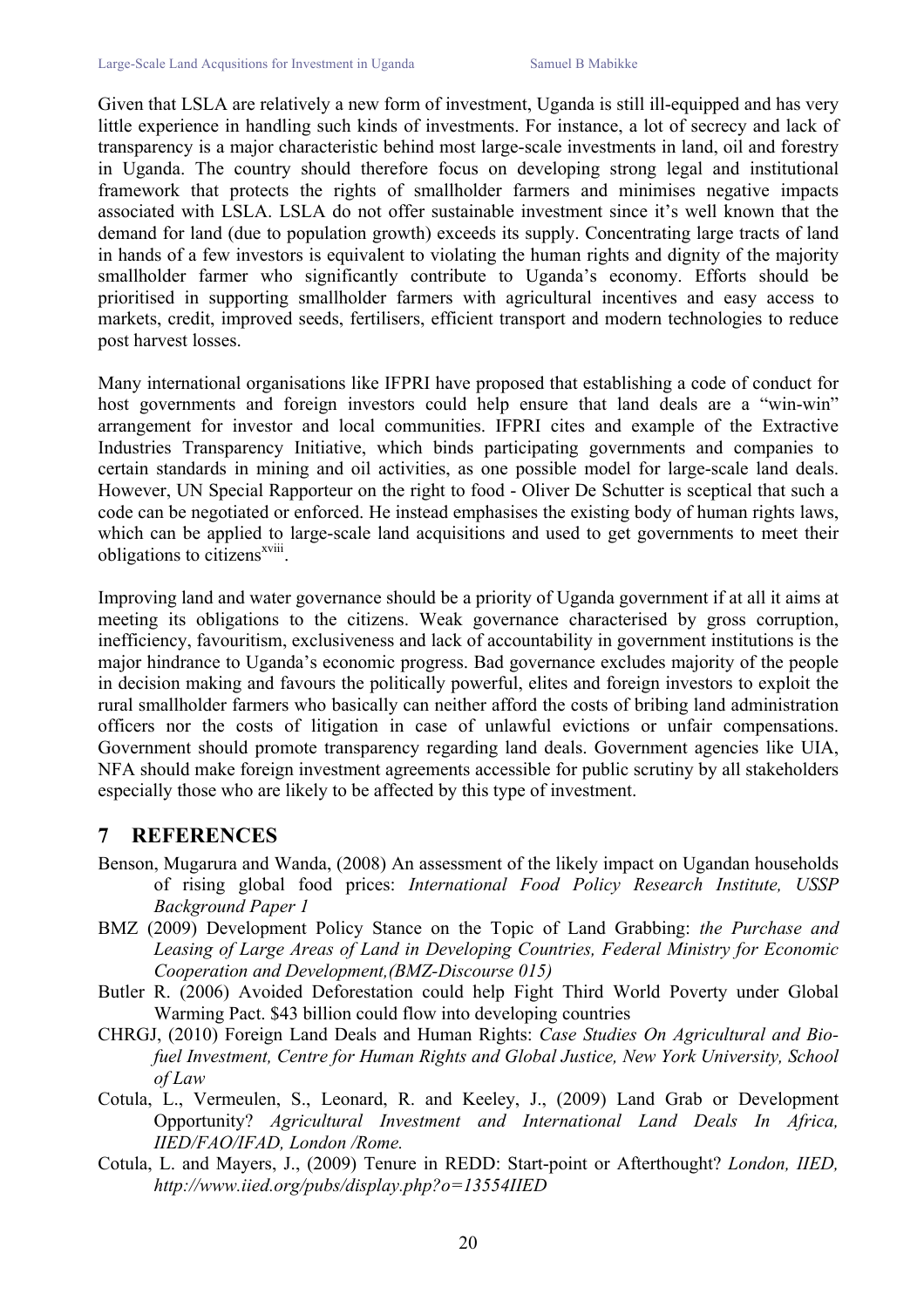Given that LSLA are relatively a new form of investment, Uganda is still ill-equipped and has very little experience in handling such kinds of investments. For instance, a lot of secrecy and lack of transparency is a major characteristic behind most large-scale investments in land, oil and forestry in Uganda. The country should therefore focus on developing strong legal and institutional framework that protects the rights of smallholder farmers and minimises negative impacts associated with LSLA. LSLA do not offer sustainable investment since it's well known that the demand for land (due to population growth) exceeds its supply. Concentrating large tracts of land in hands of a few investors is equivalent to violating the human rights and dignity of the majority smallholder farmer who significantly contribute to Uganda's economy. Efforts should be prioritised in supporting smallholder farmers with agricultural incentives and easy access to markets, credit, improved seeds, fertilisers, efficient transport and modern technologies to reduce post harvest losses.

Many international organisations like IFPRI have proposed that establishing a code of conduct for host governments and foreign investors could help ensure that land deals are a "win-win" arrangement for investor and local communities. IFPRI cites and example of the Extractive Industries Transparency Initiative, which binds participating governments and companies to certain standards in mining and oil activities, as one possible model for large-scale land deals. However, UN Special Rapporteur on the right to food - Oliver De Schutter is sceptical that such a code can be negotiated or enforced. He instead emphasises the existing body of human rights laws, which can be applied to large-scale land acquisitions and used to get governments to meet their obligations to citizens[xviii].

Improving land and water governance should be a priority of Uganda government if at all it aims at meeting its obligations to the citizens. Weak governance characterised by gross corruption, inefficiency, favouritism, exclusiveness and lack of accountability in government institutions is the major hindrance to Uganda's economic progress. Bad governance excludes majority of the people in decision making and favours the politically powerful, elites and foreign investors to exploit the rural smallholder farmers who basically can neither afford the costs of bribing land administration officers nor the costs of litigation in case of unlawful evictions or unfair compensations. Government should promote transparency regarding land deals. Government agencies like UIA, NFA should make foreign investment agreements accessible for public scrutiny by all stakeholders especially those who are likely to be affected by this type of investment.

## 7 REFERENCES

Benson, Mugarura and Wanda, (2008) An assessment of the likely impact on Ugandan households of rising global food prices: *International Food Policy Research Institute, USSP Background Paper 1*

BMZ (2009) Development Policy Stance on the Topic of Land Grabbing: *the Purchase and Leasing of Large Areas of Land in Developing Countries, Federal Ministry for Economic Cooperation and Development,(BMZ-Discourse 015)*

Butler R. (2006) Avoided Deforestation could help Fight Third World Poverty under Global Warming Pact. $43 billion could flow into developing countries

CHRGJ, (2010) Foreign Land Deals and Human Rights: *Case Studies On Agricultural and Bio-fuel Investment, Centre for Human Rights and Global Justice, New York University, School of Law*

Cotula, L., Vermeulen, S., Leonard, R. and Keeley, J., (2009) Land Grab or Development Opportunity? *Agricultural Investment and International Land Deals In Africa, IIED/FAO/IFAD, London /Rome.*

Cotula, L. and Mayers, J., (2009) Tenure in REDD: Start-point or Afterthought? *London, IIED, http://www.iied.org/pubs/display.php?o=13554IIED*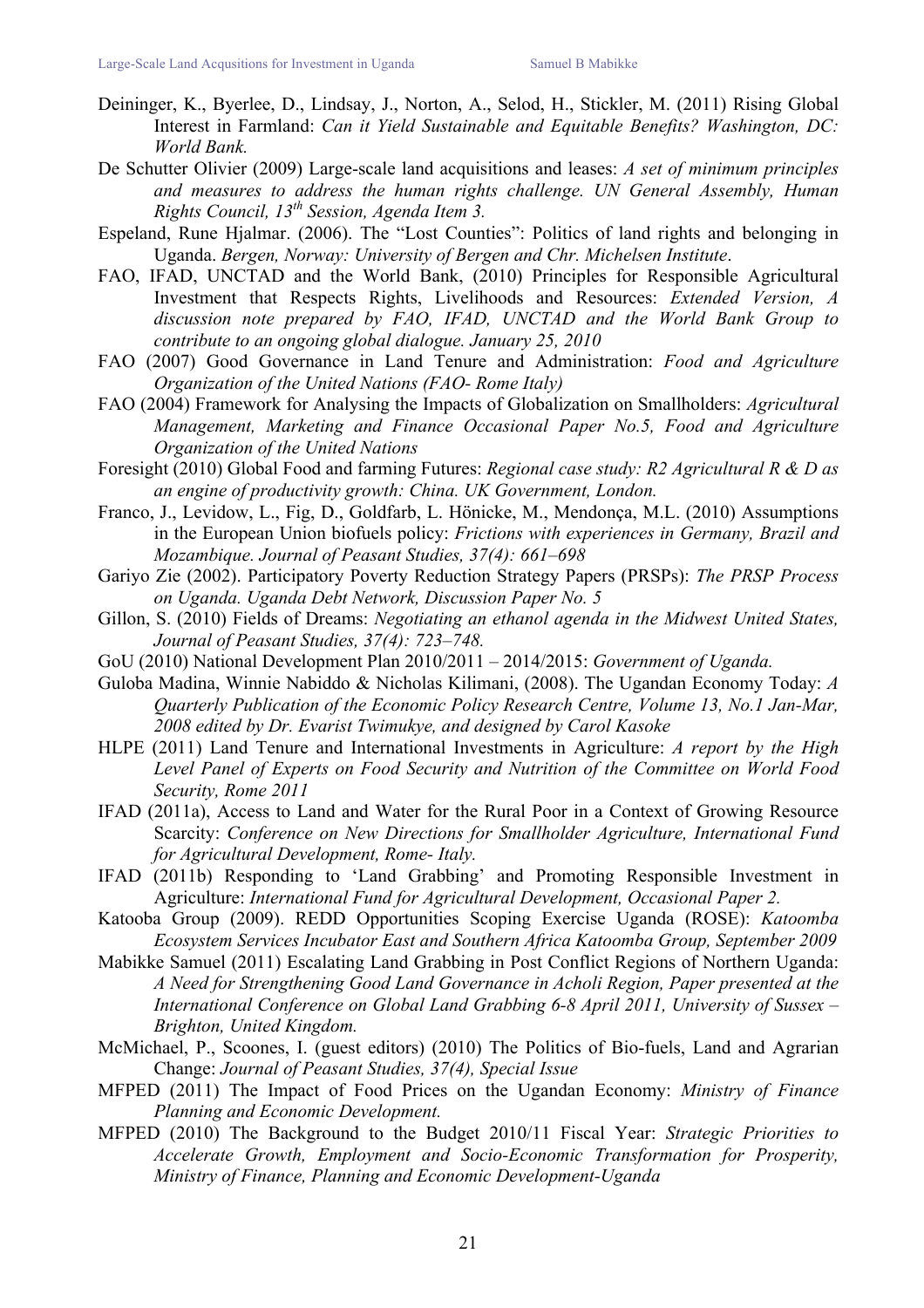Deininger, K., Byerlee, D., Lindsay, J., Norton, A., Selod, H., Stickler, M. (2011) Rising Global Interest in Farmland: *Can it Yield Sustainable and Equitable Benefits? Washington, DC: World Bank.*

De Schutter Olivier (2009) Large-scale land acquisitions and leases: *A set of minimum principles and measures to address the human rights challenge. UN General Assembly, Human Rights Council, 13th Session, Agenda Item 3.*

Espeland, Rune Hjalmar. (2006). The "Lost Counties": Politics of land rights and belonging in Uganda. *Bergen, Norway: University of Bergen and Chr. Michelsen Institute*.

FAO, IFAD, UNCTAD and the World Bank, (2010) Principles for Responsible Agricultural Investment that Respects Rights, Livelihoods and Resources: *Extended Version, A discussion note prepared by FAO, IFAD, UNCTAD and the World Bank Group to contribute to an ongoing global dialogue. January 25, 2010*

FAO (2007) Good Governance in Land Tenure and Administration: *Food and Agriculture Organization of the United Nations (FAO- Rome Italy)*

FAO (2004) Framework for Analysing the Impacts of Globalization on Smallholders: *Agricultural Management, Marketing and Finance Occasional Paper No.5, Food and Agriculture Organization of the United Nations*

Foresight (2010) Global Food and farming Futures: *Regional case study: R2 Agricultural R & D as an engine of productivity growth: China. UK Government, London.*

Franco, J., Levidow, L., Fig, D., Goldfarb, L. Hönicke, M., Mendonça, M.L. (2010) Assumptions in the European Union biofuels policy: *Frictions with experiences in Germany, Brazil and Mozambique. Journal of Peasant Studies, 37(4): 661–698*

Gariyo Zie (2002). Participatory Poverty Reduction Strategy Papers (PRSPs): *The PRSP Process on Uganda. Uganda Debt Network, Discussion Paper No. 5*

Gillon, S. (2010) Fields of Dreams: *Negotiating an ethanol agenda in the Midwest United States, Journal of Peasant Studies, 37(4): 723–748.*

GoU (2010) National Development Plan 2010/2011 – 2014/2015: *Government of Uganda.*

Guloba Madina, Winnie Nabiddo & Nicholas Kilimani, (2008). The Ugandan Economy Today: *A Quarterly Publication of the Economic Policy Research Centre, Volume 13, No.1 Jan-Mar, 2008 edited by Dr. Evarist Twimukye, and designed by Carol Kasoke*

HLPE (2011) Land Tenure and International Investments in Agriculture: *A report by the High Level Panel of Experts on Food Security and Nutrition of the Committee on World Food Security, Rome 2011*

IFAD (2011a), Access to Land and Water for the Rural Poor in a Context of Growing Resource Scarcity: *Conference on New Directions for Smallholder Agriculture, International Fund for Agricultural Development, Rome- Italy.*

IFAD (2011b) Responding to 'Land Grabbing' and Promoting Responsible Investment in Agriculture: *International Fund for Agricultural Development, Occasional Paper 2.*

Katooba Group (2009). REDD Opportunities Scoping Exercise Uganda (ROSE): *Katoomba Ecosystem Services Incubator East and Southern Africa Katoomba Group, September 2009*

Mabikke Samuel (2011) Escalating Land Grabbing in Post Conflict Regions of Northern Uganda: *A Need for Strengthening Good Land Governance in Acholi Region, Paper presented at the International Conference on Global Land Grabbing 6-8 April 2011, University of Sussex – Brighton, United Kingdom.*

McMichael, P., Scoones, I. (guest editors) (2010) The Politics of Bio-fuels, Land and Agrarian Change: *Journal of Peasant Studies, 37(4), Special Issue*

MFPED (2011) The Impact of Food Prices on the Ugandan Economy: *Ministry of Finance Planning and Economic Development.*

MFPED (2010) The Background to the Budget 2010/11 Fiscal Year: *Strategic Priorities to Accelerate Growth, Employment and Socio-Economic Transformation for Prosperity, Ministry of Finance, Planning and Economic Development-Uganda*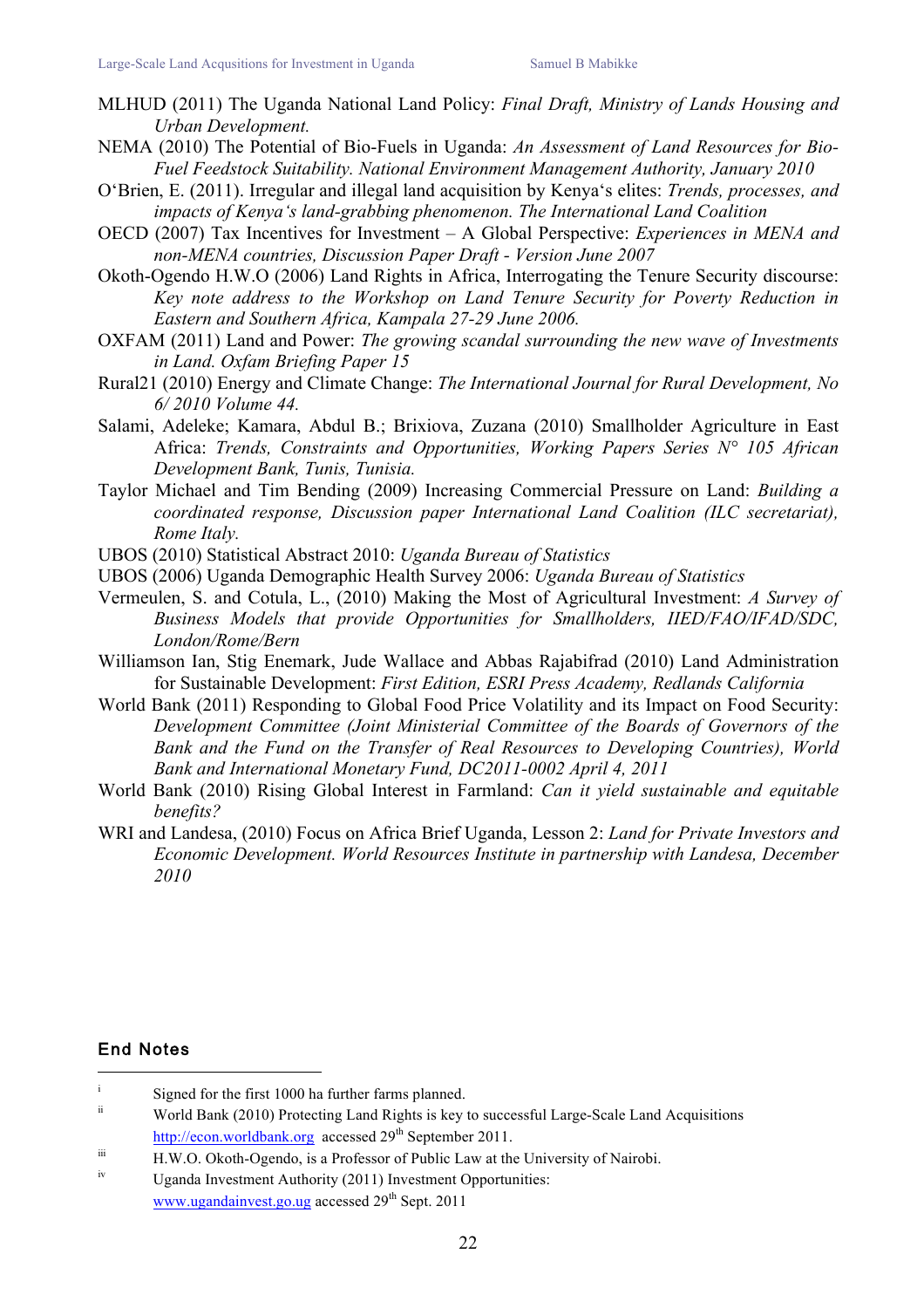MLHUD (2011) The Uganda National Land Policy: *Final Draft, Ministry of Lands Housing and Urban Development.*

NEMA (2010) The Potential of Bio-Fuels in Uganda: *An Assessment of Land Resources for Bio-Fuel Feedstock Suitability. National Environment Management Authority, January 2010*

O'Brien, E. (2011). Irregular and illegal land acquisition by Kenya's elites: *Trends, processes, and impacts of Kenya's land-grabbing phenomenon. The International Land Coalition*

OECD (2007) Tax Incentives for Investment – A Global Perspective: *Experiences in MENA and non-MENA countries, Discussion Paper Draft - Version June 2007*

Okoth-Ogendo H.W.O (2006) Land Rights in Africa, Interrogating the Tenure Security discourse: *Key note address to the Workshop on Land Tenure Security for Poverty Reduction in Eastern and Southern Africa, Kampala 27-29 June 2006.*

OXFAM (2011) Land and Power: *The growing scandal surrounding the new wave of Investments in Land. Oxfam Briefing Paper 15*

Rural21 (2010) Energy and Climate Change: *The International Journal for Rural Development, No 6/ 2010 Volume 44.*

Salami, Adeleke; Kamara, Abdul B.; Brixiova, Zuzana (2010) Smallholder Agriculture in East Africa: *Trends, Constraints and Opportunities, Working Papers Series N° 105 African Development Bank, Tunis, Tunisia.*

Taylor Michael and Tim Bending (2009) Increasing Commercial Pressure on Land: *Building a coordinated response, Discussion paper International Land Coalition (ILC secretariat), Rome Italy.*

UBOS (2010) Statistical Abstract 2010: *Uganda Bureau of Statistics*

UBOS (2006) Uganda Demographic Health Survey 2006: *Uganda Bureau of Statistics*

Vermeulen, S. and Cotula, L., (2010) Making the Most of Agricultural Investment: *A Survey of Business Models that provide Opportunities for Smallholders, IIED/FAO/IFAD/SDC, London/Rome/Bern*

Williamson Ian, Stig Enemark, Jude Wallace and Abbas Rajabifrad (2010) Land Administration for Sustainable Development: *First Edition, ESRI Press Academy, Redlands California*

World Bank (2011) Responding to Global Food Price Volatility and its Impact on Food Security: *Development Committee (Joint Ministerial Committee of the Boards of Governors of the Bank and the Fund on the Transfer of Real Resources to Developing Countries), World Bank and International Monetary Fund, DC2011-0002 April 4, 2011*

World Bank (2010) Rising Global Interest in Farmland: *Can it yield sustainable and equitable benefits?*

WRI and Landesa, (2010) Focus on Africa Brief Uganda, Lesson 2: *Land for Private Investors and Economic Development. World Resources Institute in partnership with Landesa, December 2010*

## End Notes

[i] Signed for the first 1000 ha further farms planned.

[ii] World Bank (2010) Protecting Land Rights is key to successful Large-Scale Land Acquisitions http://econ.worldbank.org accessed 29th September 2011.

[iii] H.W.O. Okoth-Ogendo, is a Professor of Public Law at the University of Nairobi.

[iv] Uganda Investment Authority (2011) Investment Opportunities: www.ugandainvest.go.ug accessed 29th Sept. 2011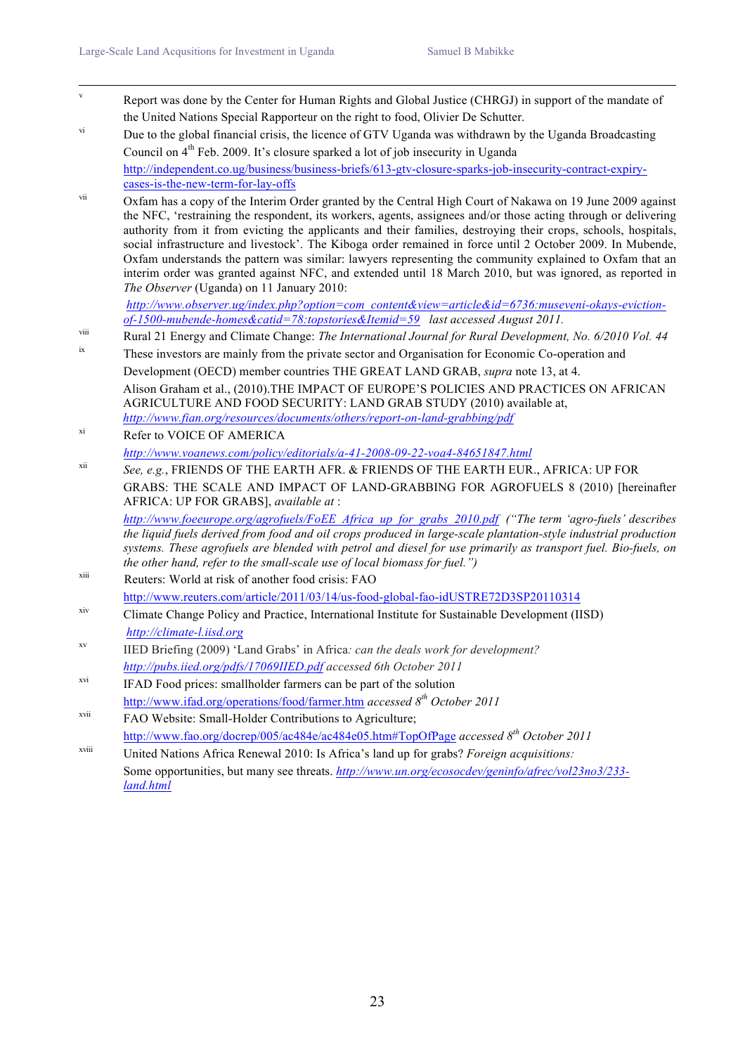v Report was done by the Center for Human Rights and Global Justice (CHRGJ) in support of the mandate of the United Nations Special Rapporteur on the right to food, Olivier De Schutter.

vi Due to the global financial crisis, the licence of GTV Uganda was withdrawn by the Uganda Broadcasting Council on 4th Feb. 2009. It's closure sparked a lot of job insecurity in Uganda http://independent.co.ug/business/business-briefs/613-gtv-closure-sparks-job-insecurity-contract-expiry-cases-is-the-new-term-for-lay-offs

vii Oxfam has a copy of the Interim Order granted by the Central High Court of Nakawa on 19 June 2009 against the NFC, 'restraining the respondent, its workers, agents, assignees and/or those acting through or delivering authority from it from evicting the applicants and their families, destroying their crops, schools, hospitals, social infrastructure and livestock'. The Kiboga order remained in force until 2 October 2009. In Mubende, Oxfam understands the pattern was similar: lawyers representing the community explained to Oxfam that an interim order was granted against NFC, and extended until 18 March 2010, but was ignored, as reported in *The Observer* (Uganda) on 11 January 2010: *http://www.observer.ug/index.php?option=com_content&view=article&id=6736:museveni-okays-eviction-of-1500-mubende-homes&catid=78:topstories&Itemid=59 last accessed August 2011.*

viii Rural 21 Energy and Climate Change: *The International Journal for Rural Development, No. 6/2010 Vol. 44*

ix These investors are mainly from the private sector and Organisation for Economic Co-operation and Development (OECD) member countries THE GREAT LAND GRAB, *supra* note 13, at 4.

Alison Graham et al., (2010).THE IMPACT OF EUROPE'S POLICIES AND PRACTICES ON AFRICAN AGRICULTURE AND FOOD SECURITY: LAND GRAB STUDY (2010) available at, *http://www.fian.org/resources/documents/others/report-on-land-grabbing/pdf*

xi Refer to VOICE OF AMERICA *http://www.voanews.com/policy/editorials/a-41-2008-09-22-voa4-84651847.html*

xii *See, e.g.*, FRIENDS OF THE EARTH AFR. & FRIENDS OF THE EARTH EUR., AFRICA: UP FOR GRABS: THE SCALE AND IMPACT OF LAND-GRABBING FOR AGROFUELS 8 (2010) [hereinafter AFRICA: UP FOR GRABS], *available at* : *http://www.foeeurope.org/agrofuels/FoEE_Africa_up_for_grabs_2010.pdf ("The term 'agro-fuels' describes the liquid fuels derived from food and oil crops produced in large-scale plantation-style industrial production systems. These agrofuels are blended with petrol and diesel for use primarily as transport fuel. Bio-fuels, on the other hand, refer to the small-scale use of local biomass for fuel.")*

xiii Reuters: World at risk of another food crisis: FAO http://www.reuters.com/article/2011/03/14/us-food-global-fao-idUSTRE72D3SP20110314

xiv Climate Change Policy and Practice, International Institute for Sustainable Development (IISD) *http://climate-l.iisd.org*

xv IIED Briefing (2009) 'Land Grabs' in Africa*: can the deals work for development? http://pubs.iied.org/pdfs/17069IIED.pdf accessed 6th October 2011*

xvi IFAD Food prices: smallholder farmers can be part of the solution http://www.ifad.org/operations/food/farmer.htm *accessed 8th October 2011*

xvii FAO Website: Small-Holder Contributions to Agriculture; http://www.fao.org/docrep/005/ac484e/ac484e05.htm#TopOfPage *accessed 8th October 2011*

xviii United Nations Africa Renewal 2010: Is Africa's land up for grabs? *Foreign acquisitions:* Some opportunities, but many see threats. *http://www.un.org/ecosocdev/geninfo/afrec/vol23no3/233-land.html*